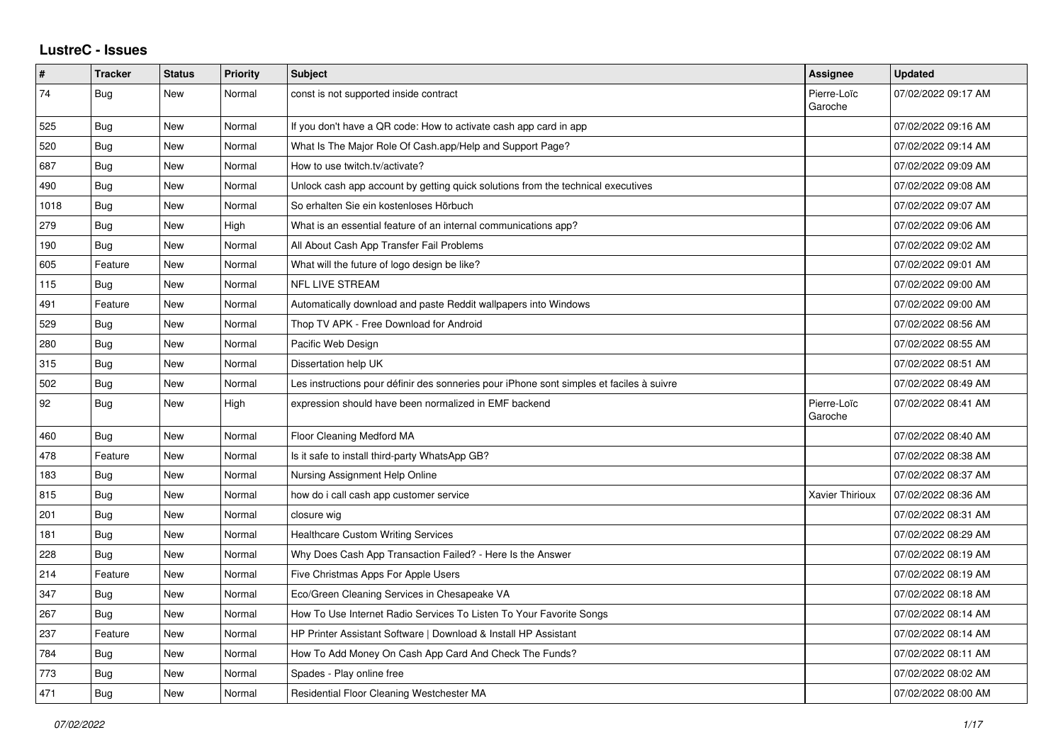## LustreC - Issues

| # | Tracker | Status | Priority | Subject | Assignee | Updated |
|---|---|---|---|---|---|---|
| 74 | Bug | New | Normal | const is not supported inside contract | Pierre-Loïc Garoche | 07/02/2022 09:17 AM |
| 525 | Bug | New | Normal | If you don't have a QR code: How to activate cash app card in app | | 07/02/2022 09:16 AM |
| 520 | Bug | New | Normal | What Is The Major Role Of Cash.app/Help and Support Page? | | 07/02/2022 09:14 AM |
| 687 | Bug | New | Normal | How to use twitch.tv/activate? | | 07/02/2022 09:09 AM |
| 490 | Bug | New | Normal | Unlock cash app account by getting quick solutions from the technical executives | | 07/02/2022 09:08 AM |
| 1018 | Bug | New | Normal | So erhalten Sie ein kostenloses Hörbuch | | 07/02/2022 09:07 AM |
| 279 | Bug | New | High | What is an essential feature of an internal communications app? | | 07/02/2022 09:06 AM |
| 190 | Bug | New | Normal | All About Cash App Transfer Fail Problems | | 07/02/2022 09:02 AM |
| 605 | Feature | New | Normal | What will the future of logo design be like? | | 07/02/2022 09:01 AM |
| 115 | Bug | New | Normal | NFL LIVE STREAM | | 07/02/2022 09:00 AM |
| 491 | Feature | New | Normal | Automatically download and paste Reddit wallpapers into Windows | | 07/02/2022 09:00 AM |
| 529 | Bug | New | Normal | Thop TV APK - Free Download for Android | | 07/02/2022 08:56 AM |
| 280 | Bug | New | Normal | Pacific Web Design | | 07/02/2022 08:55 AM |
| 315 | Bug | New | Normal | Dissertation help UK | | 07/02/2022 08:51 AM |
| 502 | Bug | New | Normal | Les instructions pour définir des sonneries pour iPhone sont simples et faciles à suivre | | 07/02/2022 08:49 AM |
| 92 | Bug | New | High | expression should have been normalized in EMF backend | Pierre-Loïc Garoche | 07/02/2022 08:41 AM |
| 460 | Bug | New | Normal | Floor Cleaning Medford MA | | 07/02/2022 08:40 AM |
| 478 | Feature | New | Normal | Is it safe to install third-party WhatsApp GB? | | 07/02/2022 08:38 AM |
| 183 | Bug | New | Normal | Nursing Assignment Help Online | | 07/02/2022 08:37 AM |
| 815 | Bug | New | Normal | how do i call cash app customer service | Xavier Thirioux | 07/02/2022 08:36 AM |
| 201 | Bug | New | Normal | closure wig | | 07/02/2022 08:31 AM |
| 181 | Bug | New | Normal | Healthcare Custom Writing Services | | 07/02/2022 08:29 AM |
| 228 | Bug | New | Normal | Why Does Cash App Transaction Failed? - Here Is the Answer | | 07/02/2022 08:19 AM |
| 214 | Feature | New | Normal | Five Christmas Apps For Apple Users | | 07/02/2022 08:19 AM |
| 347 | Bug | New | Normal | Eco/Green Cleaning Services in Chesapeake VA | | 07/02/2022 08:18 AM |
| 267 | Bug | New | Normal | How To Use Internet Radio Services To Listen To Your Favorite Songs | | 07/02/2022 08:14 AM |
| 237 | Feature | New | Normal | HP Printer Assistant Software \| Download & Install HP Assistant | | 07/02/2022 08:14 AM |
| 784 | Bug | New | Normal | How To Add Money On Cash App Card And Check The Funds? | | 07/02/2022 08:11 AM |
| 773 | Bug | New | Normal | Spades - Play online free | | 07/02/2022 08:02 AM |
| 471 | Bug | New | Normal | Residential Floor Cleaning Westchester MA | | 07/02/2022 08:00 AM |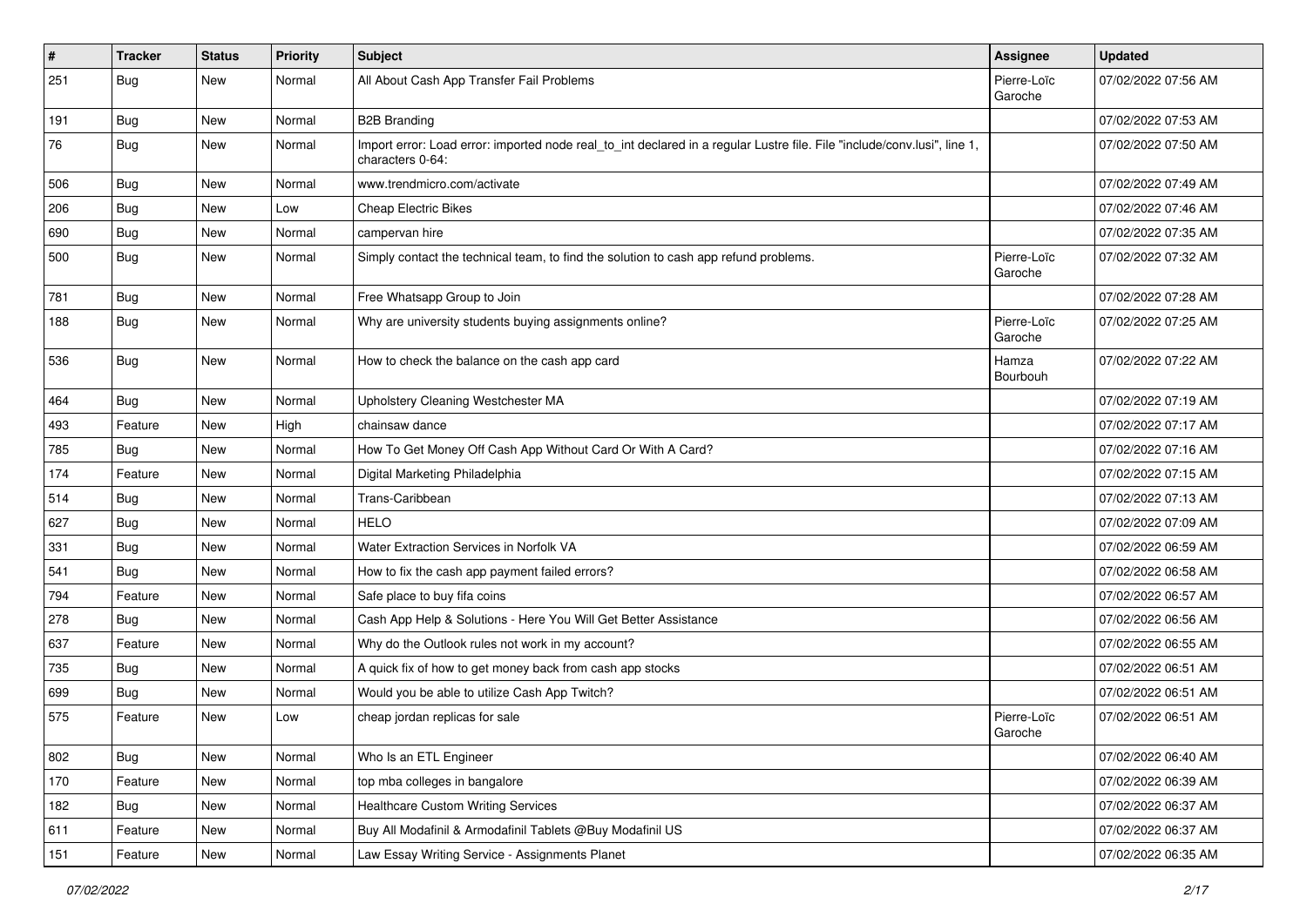| # | Tracker | Status | Priority | Subject | Assignee | Updated |
|---|---|---|---|---|---|---|
| 251 | Bug | New | Normal | All About Cash App Transfer Fail Problems | Pierre-Loïc Garoche | 07/02/2022 07:56 AM |
| 191 | Bug | New | Normal | B2B Branding | | 07/02/2022 07:53 AM |
| 76 | Bug | New | Normal | Import error: Load error: imported node real_to_int declared in a regular Lustre file. File "include/conv.lusi", line 1, characters 0-64: | | 07/02/2022 07:50 AM |
| 506 | Bug | New | Normal | www.trendmicro.com/activate | | 07/02/2022 07:49 AM |
| 206 | Bug | New | Low | Cheap Electric Bikes | | 07/02/2022 07:46 AM |
| 690 | Bug | New | Normal | campervan hire | | 07/02/2022 07:35 AM |
| 500 | Bug | New | Normal | Simply contact the technical team, to find the solution to cash app refund problems. | Pierre-Loïc Garoche | 07/02/2022 07:32 AM |
| 781 | Bug | New | Normal | Free Whatsapp Group to Join | | 07/02/2022 07:28 AM |
| 188 | Bug | New | Normal | Why are university students buying assignments online? | Pierre-Loïc Garoche | 07/02/2022 07:25 AM |
| 536 | Bug | New | Normal | How to check the balance on the cash app card | Hamza Bourbouh | 07/02/2022 07:22 AM |
| 464 | Bug | New | Normal | Upholstery Cleaning Westchester MA | | 07/02/2022 07:19 AM |
| 493 | Feature | New | High | chainsaw dance | | 07/02/2022 07:17 AM |
| 785 | Bug | New | Normal | How To Get Money Off Cash App Without Card Or With A Card? | | 07/02/2022 07:16 AM |
| 174 | Feature | New | Normal | Digital Marketing Philadelphia | | 07/02/2022 07:15 AM |
| 514 | Bug | New | Normal | Trans-Caribbean | | 07/02/2022 07:13 AM |
| 627 | Bug | New | Normal | HELO | | 07/02/2022 07:09 AM |
| 331 | Bug | New | Normal | Water Extraction Services in Norfolk VA | | 07/02/2022 06:59 AM |
| 541 | Bug | New | Normal | How to fix the cash app payment failed errors? | | 07/02/2022 06:58 AM |
| 794 | Feature | New | Normal | Safe place to buy fifa coins | | 07/02/2022 06:57 AM |
| 278 | Bug | New | Normal | Cash App Help & Solutions - Here You Will Get Better Assistance | | 07/02/2022 06:56 AM |
| 637 | Feature | New | Normal | Why do the Outlook rules not work in my account? | | 07/02/2022 06:55 AM |
| 735 | Bug | New | Normal | A quick fix of how to get money back from cash app stocks | | 07/02/2022 06:51 AM |
| 699 | Bug | New | Normal | Would you be able to utilize Cash App Twitch? | | 07/02/2022 06:51 AM |
| 575 | Feature | New | Low | cheap jordan replicas for sale | Pierre-Loïc Garoche | 07/02/2022 06:51 AM |
| 802 | Bug | New | Normal | Who Is an ETL Engineer | | 07/02/2022 06:40 AM |
| 170 | Feature | New | Normal | top mba colleges in bangalore | | 07/02/2022 06:39 AM |
| 182 | Bug | New | Normal | Healthcare Custom Writing Services | | 07/02/2022 06:37 AM |
| 611 | Feature | New | Normal | Buy All Modafinil & Armodafinil Tablets @Buy Modafinil US | | 07/02/2022 06:37 AM |
| 151 | Feature | New | Normal | Law Essay Writing Service - Assignments Planet | | 07/02/2022 06:35 AM |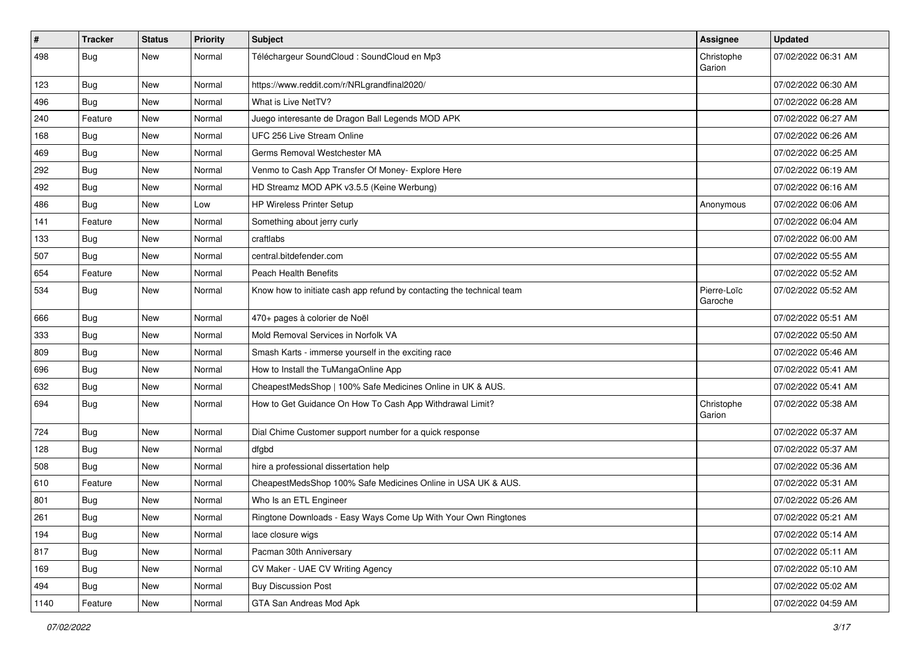| # | Tracker | Status | Priority | Subject | Assignee | Updated |
|---|---|---|---|---|---|---|
| 498 | Bug | New | Normal | Téléchargeur SoundCloud : SoundCloud en Mp3 | Christophe Garion | 07/02/2022 06:31 AM |
| 123 | Bug | New | Normal | https://www.reddit.com/r/NRLgrandfinal2020/ | | 07/02/2022 06:30 AM |
| 496 | Bug | New | Normal | What is Live NetTV? | | 07/02/2022 06:28 AM |
| 240 | Feature | New | Normal | Juego interesante de Dragon Ball Legends MOD APK | | 07/02/2022 06:27 AM |
| 168 | Bug | New | Normal | UFC 256 Live Stream Online | | 07/02/2022 06:26 AM |
| 469 | Bug | New | Normal | Germs Removal Westchester MA | | 07/02/2022 06:25 AM |
| 292 | Bug | New | Normal | Venmo to Cash App Transfer Of Money- Explore Here | | 07/02/2022 06:19 AM |
| 492 | Bug | New | Normal | HD Streamz MOD APK v3.5.5 (Keine Werbung) | | 07/02/2022 06:16 AM |
| 486 | Bug | New | Low | HP Wireless Printer Setup | Anonymous | 07/02/2022 06:06 AM |
| 141 | Feature | New | Normal | Something about jerry curly | | 07/02/2022 06:04 AM |
| 133 | Bug | New | Normal | craftlabs | | 07/02/2022 06:00 AM |
| 507 | Bug | New | Normal | central.bitdefender.com | | 07/02/2022 05:55 AM |
| 654 | Feature | New | Normal | Peach Health Benefits | | 07/02/2022 05:52 AM |
| 534 | Bug | New | Normal | Know how to initiate cash app refund by contacting the technical team | Pierre-Loïc Garoche | 07/02/2022 05:52 AM |
| 666 | Bug | New | Normal | 470+ pages à colorier de Noël | | 07/02/2022 05:51 AM |
| 333 | Bug | New | Normal | Mold Removal Services in Norfolk VA | | 07/02/2022 05:50 AM |
| 809 | Bug | New | Normal | Smash Karts - immerse yourself in the exciting race | | 07/02/2022 05:46 AM |
| 696 | Bug | New | Normal | How to Install the TuMangaOnline App | | 07/02/2022 05:41 AM |
| 632 | Bug | New | Normal | CheapestMedsShop \| 100% Safe Medicines Online in UK & AUS. | | 07/02/2022 05:41 AM |
| 694 | Bug | New | Normal | How to Get Guidance On How To Cash App Withdrawal Limit? | Christophe Garion | 07/02/2022 05:38 AM |
| 724 | Bug | New | Normal | Dial Chime Customer support number for a quick response | | 07/02/2022 05:37 AM |
| 128 | Bug | New | Normal | dfgbd | | 07/02/2022 05:37 AM |
| 508 | Bug | New | Normal | hire a professional dissertation help | | 07/02/2022 05:36 AM |
| 610 | Feature | New | Normal | CheapestMedsShop 100% Safe Medicines Online in USA UK & AUS. | | 07/02/2022 05:31 AM |
| 801 | Bug | New | Normal | Who Is an ETL Engineer | | 07/02/2022 05:26 AM |
| 261 | Bug | New | Normal | Ringtone Downloads - Easy Ways Come Up With Your Own Ringtones | | 07/02/2022 05:21 AM |
| 194 | Bug | New | Normal | lace closure wigs | | 07/02/2022 05:14 AM |
| 817 | Bug | New | Normal | Pacman 30th Anniversary | | 07/02/2022 05:11 AM |
| 169 | Bug | New | Normal | CV Maker - UAE CV Writing Agency | | 07/02/2022 05:10 AM |
| 494 | Bug | New | Normal | Buy Discussion Post | | 07/02/2022 05:02 AM |
| 1140 | Feature | New | Normal | GTA San Andreas Mod Apk | | 07/02/2022 04:59 AM |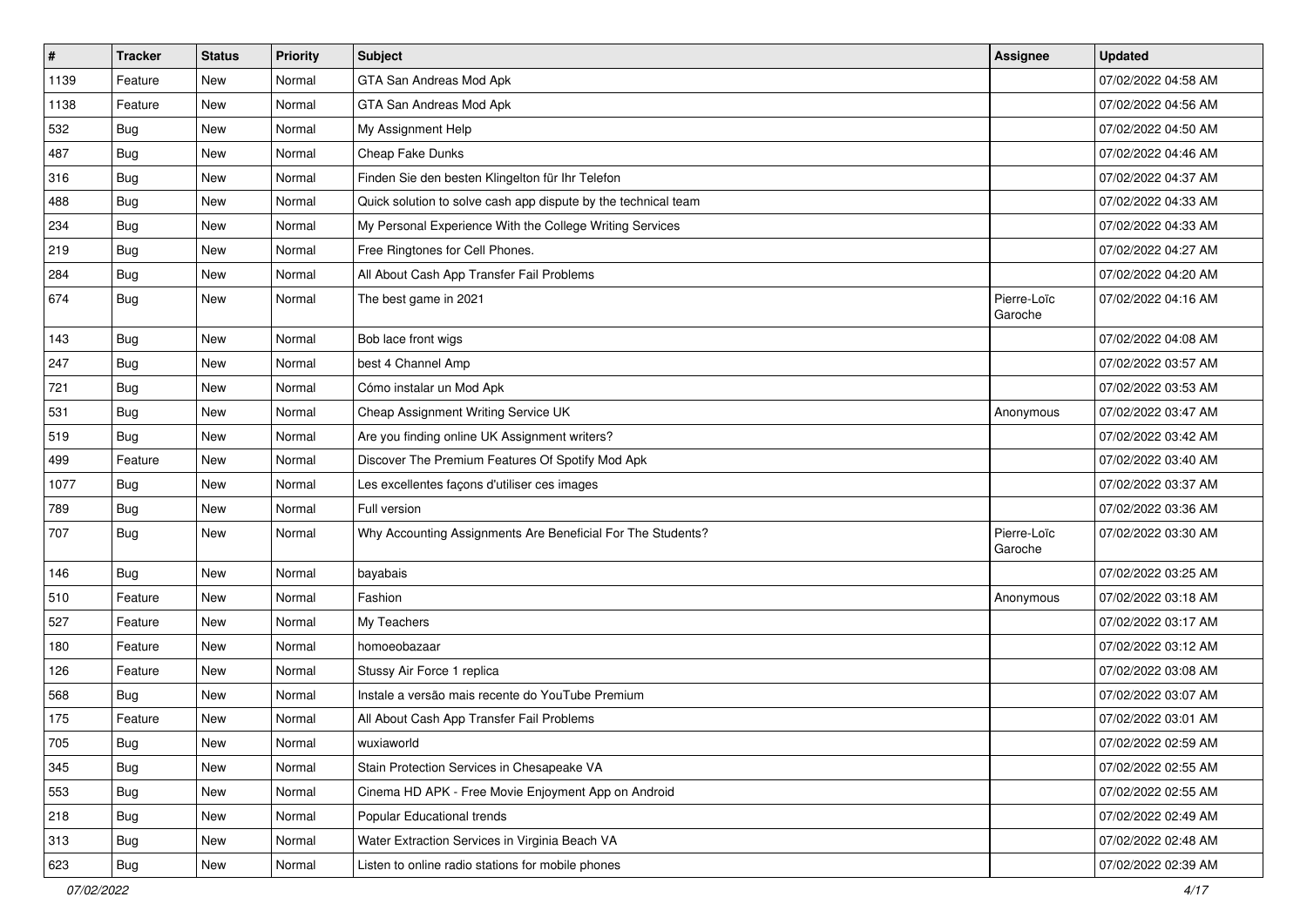| # | Tracker | Status | Priority | Subject | Assignee | Updated |
|---|---|---|---|---|---|---|
| 1139 | Feature | New | Normal | GTA San Andreas Mod Apk | | 07/02/2022 04:58 AM |
| 1138 | Feature | New | Normal | GTA San Andreas Mod Apk | | 07/02/2022 04:56 AM |
| 532 | Bug | New | Normal | My Assignment Help | | 07/02/2022 04:50 AM |
| 487 | Bug | New | Normal | Cheap Fake Dunks | | 07/02/2022 04:46 AM |
| 316 | Bug | New | Normal | Finden Sie den besten Klingelton für Ihr Telefon | | 07/02/2022 04:37 AM |
| 488 | Bug | New | Normal | Quick solution to solve cash app dispute by the technical team | | 07/02/2022 04:33 AM |
| 234 | Bug | New | Normal | My Personal Experience With the College Writing Services | | 07/02/2022 04:33 AM |
| 219 | Bug | New | Normal | Free Ringtones for Cell Phones. | | 07/02/2022 04:27 AM |
| 284 | Bug | New | Normal | All About Cash App Transfer Fail Problems | | 07/02/2022 04:20 AM |
| 674 | Bug | New | Normal | The best game in 2021 | Pierre-Loïc Garoche | 07/02/2022 04:16 AM |
| 143 | Bug | New | Normal | Bob lace front wigs | | 07/02/2022 04:08 AM |
| 247 | Bug | New | Normal | best 4 Channel Amp | | 07/02/2022 03:57 AM |
| 721 | Bug | New | Normal | Cómo instalar un Mod Apk | | 07/02/2022 03:53 AM |
| 531 | Bug | New | Normal | Cheap Assignment Writing Service UK | Anonymous | 07/02/2022 03:47 AM |
| 519 | Bug | New | Normal | Are you finding online UK Assignment writers? | | 07/02/2022 03:42 AM |
| 499 | Feature | New | Normal | Discover The Premium Features Of Spotify Mod Apk | | 07/02/2022 03:40 AM |
| 1077 | Bug | New | Normal | Les excellentes façons d'utiliser ces images | | 07/02/2022 03:37 AM |
| 789 | Bug | New | Normal | Full version | | 07/02/2022 03:36 AM |
| 707 | Bug | New | Normal | Why Accounting Assignments Are Beneficial For The Students? | Pierre-Loïc Garoche | 07/02/2022 03:30 AM |
| 146 | Bug | New | Normal | bayabais | | 07/02/2022 03:25 AM |
| 510 | Feature | New | Normal | Fashion | Anonymous | 07/02/2022 03:18 AM |
| 527 | Feature | New | Normal | My Teachers | | 07/02/2022 03:17 AM |
| 180 | Feature | New | Normal | homoeobazaar | | 07/02/2022 03:12 AM |
| 126 | Feature | New | Normal | Stussy Air Force 1 replica | | 07/02/2022 03:08 AM |
| 568 | Bug | New | Normal | Instale a versão mais recente do YouTube Premium | | 07/02/2022 03:07 AM |
| 175 | Feature | New | Normal | All About Cash App Transfer Fail Problems | | 07/02/2022 03:01 AM |
| 705 | Bug | New | Normal | wuxiaworld | | 07/02/2022 02:59 AM |
| 345 | Bug | New | Normal | Stain Protection Services in Chesapeake VA | | 07/02/2022 02:55 AM |
| 553 | Bug | New | Normal | Cinema HD APK - Free Movie Enjoyment App on Android | | 07/02/2022 02:55 AM |
| 218 | Bug | New | Normal | Popular Educational trends | | 07/02/2022 02:49 AM |
| 313 | Bug | New | Normal | Water Extraction Services in Virginia Beach VA | | 07/02/2022 02:48 AM |
| 623 | Bug | New | Normal | Listen to online radio stations for mobile phones | | 07/02/2022 02:39 AM |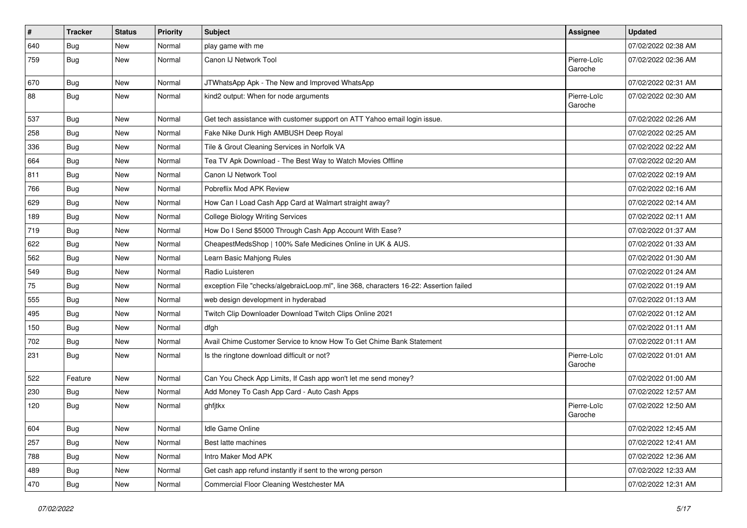| # | Tracker | Status | Priority | Subject | Assignee | Updated |
|---|---|---|---|---|---|---|
| 640 | Bug | New | Normal | play game with me | | 07/02/2022 02:38 AM |
| 759 | Bug | New | Normal | Canon IJ Network Tool | Pierre-Loïc Garoche | 07/02/2022 02:36 AM |
| 670 | Bug | New | Normal | JTWhatsApp Apk - The New and Improved WhatsApp | | 07/02/2022 02:31 AM |
| 88 | Bug | New | Normal | kind2 output: When for node arguments | Pierre-Loïc Garoche | 07/02/2022 02:30 AM |
| 537 | Bug | New | Normal | Get tech assistance with customer support on ATT Yahoo email login issue. | | 07/02/2022 02:26 AM |
| 258 | Bug | New | Normal | Fake Nike Dunk High AMBUSH Deep Royal | | 07/02/2022 02:25 AM |
| 336 | Bug | New | Normal | Tile & Grout Cleaning Services in Norfolk VA | | 07/02/2022 02:22 AM |
| 664 | Bug | New | Normal | Tea TV Apk Download - The Best Way to Watch Movies Offline | | 07/02/2022 02:20 AM |
| 811 | Bug | New | Normal | Canon IJ Network Tool | | 07/02/2022 02:19 AM |
| 766 | Bug | New | Normal | Pobreflix Mod APK Review | | 07/02/2022 02:16 AM |
| 629 | Bug | New | Normal | How Can I Load Cash App Card at Walmart straight away? | | 07/02/2022 02:14 AM |
| 189 | Bug | New | Normal | College Biology Writing Services | | 07/02/2022 02:11 AM |
| 719 | Bug | New | Normal | How Do I Send $5000 Through Cash App Account With Ease? | | 07/02/2022 01:37 AM |
| 622 | Bug | New | Normal | CheapestMedsShop \| 100% Safe Medicines Online in UK & AUS. | | 07/02/2022 01:33 AM |
| 562 | Bug | New | Normal | Learn Basic Mahjong Rules | | 07/02/2022 01:30 AM |
| 549 | Bug | New | Normal | Radio Luisteren | | 07/02/2022 01:24 AM |
| 75 | Bug | New | Normal | exception File "checks/algebraicLoop.ml", line 368, characters 16-22: Assertion failed | | 07/02/2022 01:19 AM |
| 555 | Bug | New | Normal | web design development in hyderabad | | 07/02/2022 01:13 AM |
| 495 | Bug | New | Normal | Twitch Clip Downloader Download Twitch Clips Online 2021 | | 07/02/2022 01:12 AM |
| 150 | Bug | New | Normal | dfgh | | 07/02/2022 01:11 AM |
| 702 | Bug | New | Normal | Avail Chime Customer Service to know How To Get Chime Bank Statement | | 07/02/2022 01:11 AM |
| 231 | Bug | New | Normal | Is the ringtone download difficult or not? | Pierre-Loïc Garoche | 07/02/2022 01:01 AM |
| 522 | Feature | New | Normal | Can You Check App Limits, If Cash app won't let me send money? | | 07/02/2022 01:00 AM |
| 230 | Bug | New | Normal | Add Money To Cash App Card - Auto Cash Apps | | 07/02/2022 12:57 AM |
| 120 | Bug | New | Normal | ghfjtkx | Pierre-Loïc Garoche | 07/02/2022 12:50 AM |
| 604 | Bug | New | Normal | Idle Game Online | | 07/02/2022 12:45 AM |
| 257 | Bug | New | Normal | Best latte machines | | 07/02/2022 12:41 AM |
| 788 | Bug | New | Normal | Intro Maker Mod APK | | 07/02/2022 12:36 AM |
| 489 | Bug | New | Normal | Get cash app refund instantly if sent to the wrong person | | 07/02/2022 12:33 AM |
| 470 | Bug | New | Normal | Commercial Floor Cleaning Westchester MA | | 07/02/2022 12:31 AM |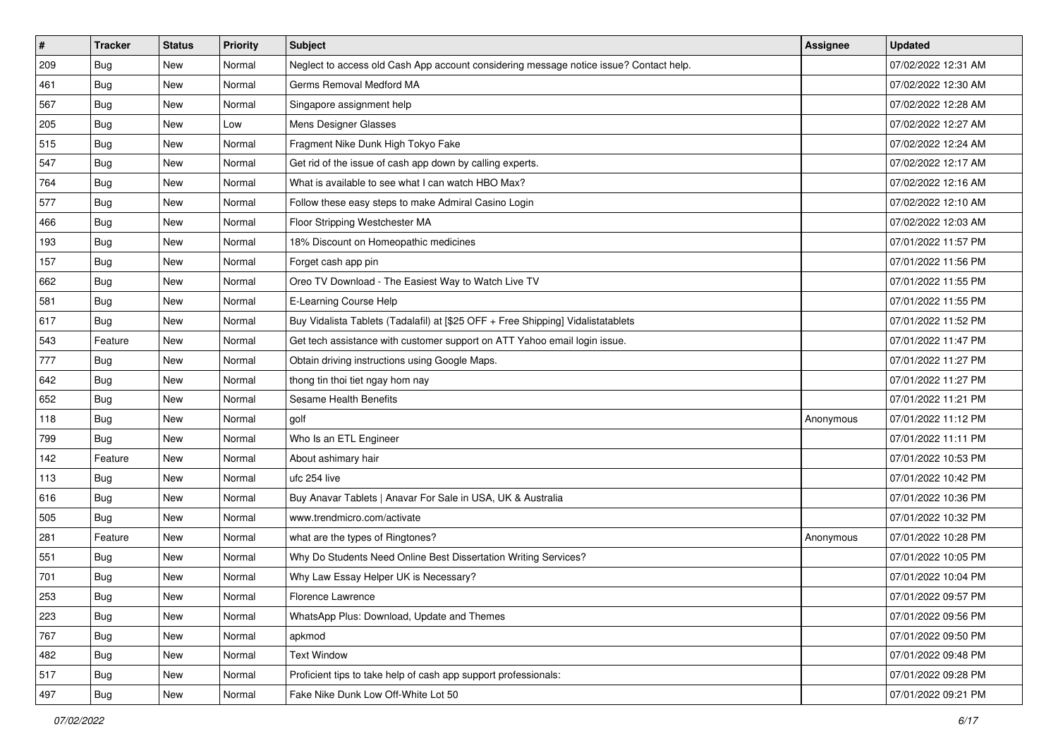| # | Tracker | Status | Priority | Subject | Assignee | Updated |
|---|---|---|---|---|---|---|
| 209 | Bug | New | Normal | Neglect to access old Cash App account considering message notice issue? Contact help. | | 07/02/2022 12:31 AM |
| 461 | Bug | New | Normal | Germs Removal Medford MA | | 07/02/2022 12:30 AM |
| 567 | Bug | New | Normal | Singapore assignment help | | 07/02/2022 12:28 AM |
| 205 | Bug | New | Low | Mens Designer Glasses | | 07/02/2022 12:27 AM |
| 515 | Bug | New | Normal | Fragment Nike Dunk High Tokyo Fake | | 07/02/2022 12:24 AM |
| 547 | Bug | New | Normal | Get rid of the issue of cash app down by calling experts. | | 07/02/2022 12:17 AM |
| 764 | Bug | New | Normal | What is available to see what I can watch HBO Max? | | 07/02/2022 12:16 AM |
| 577 | Bug | New | Normal | Follow these easy steps to make Admiral Casino Login | | 07/02/2022 12:10 AM |
| 466 | Bug | New | Normal | Floor Stripping Westchester MA | | 07/02/2022 12:03 AM |
| 193 | Bug | New | Normal | 18% Discount on Homeopathic medicines | | 07/01/2022 11:57 PM |
| 157 | Bug | New | Normal | Forget cash app pin | | 07/01/2022 11:56 PM |
| 662 | Bug | New | Normal | Oreo TV Download - The Easiest Way to Watch Live TV | | 07/01/2022 11:55 PM |
| 581 | Bug | New | Normal | E-Learning Course Help | | 07/01/2022 11:55 PM |
| 617 | Bug | New | Normal | Buy Vidalista Tablets (Tadalafil) at [$25 OFF + Free Shipping] Vidalistatablets | | 07/01/2022 11:52 PM |
| 543 | Feature | New | Normal | Get tech assistance with customer support on ATT Yahoo email login issue. | | 07/01/2022 11:47 PM |
| 777 | Bug | New | Normal | Obtain driving instructions using Google Maps. | | 07/01/2022 11:27 PM |
| 642 | Bug | New | Normal | thong tin thoi tiet ngay hom nay | | 07/01/2022 11:27 PM |
| 652 | Bug | New | Normal | Sesame Health Benefits | | 07/01/2022 11:21 PM |
| 118 | Bug | New | Normal | golf | Anonymous | 07/01/2022 11:12 PM |
| 799 | Bug | New | Normal | Who Is an ETL Engineer | | 07/01/2022 11:11 PM |
| 142 | Feature | New | Normal | About ashimary hair | | 07/01/2022 10:53 PM |
| 113 | Bug | New | Normal | ufc 254 live | | 07/01/2022 10:42 PM |
| 616 | Bug | New | Normal | Buy Anavar Tablets \| Anavar For Sale in USA, UK & Australia | | 07/01/2022 10:36 PM |
| 505 | Bug | New | Normal | www.trendmicro.com/activate | | 07/01/2022 10:32 PM |
| 281 | Feature | New | Normal | what are the types of Ringtones? | Anonymous | 07/01/2022 10:28 PM |
| 551 | Bug | New | Normal | Why Do Students Need Online Best Dissertation Writing Services? | | 07/01/2022 10:05 PM |
| 701 | Bug | New | Normal | Why Law Essay Helper UK is Necessary? | | 07/01/2022 10:04 PM |
| 253 | Bug | New | Normal | Florence Lawrence | | 07/01/2022 09:57 PM |
| 223 | Bug | New | Normal | WhatsApp Plus: Download, Update and Themes | | 07/01/2022 09:56 PM |
| 767 | Bug | New | Normal | apkmod | | 07/01/2022 09:50 PM |
| 482 | Bug | New | Normal | Text Window | | 07/01/2022 09:48 PM |
| 517 | Bug | New | Normal | Proficient tips to take help of cash app support professionals: | | 07/01/2022 09:28 PM |
| 497 | Bug | New | Normal | Fake Nike Dunk Low Off-White Lot 50 | | 07/01/2022 09:21 PM |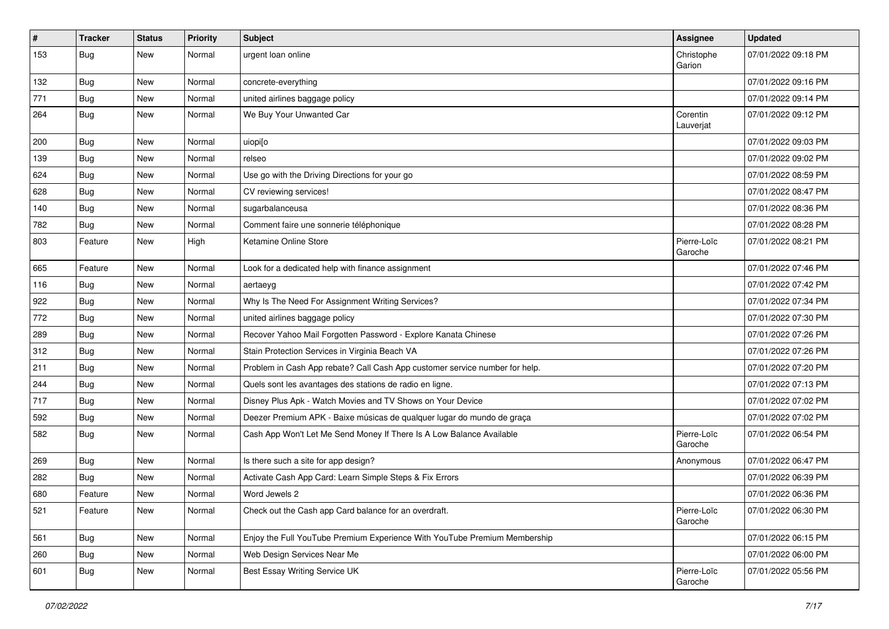| # | Tracker | Status | Priority | Subject | Assignee | Updated |
|---|---|---|---|---|---|---|
| 153 | Bug | New | Normal | urgent loan online | Christophe Garion | 07/01/2022 09:18 PM |
| 132 | Bug | New | Normal | concrete-everything | | 07/01/2022 09:16 PM |
| 771 | Bug | New | Normal | united airlines baggage policy | | 07/01/2022 09:14 PM |
| 264 | Bug | New | Normal | We Buy Your Unwanted Car | Corentin Lauverjat | 07/01/2022 09:12 PM |
| 200 | Bug | New | Normal | uiopi[o | | 07/01/2022 09:03 PM |
| 139 | Bug | New | Normal | relseo | | 07/01/2022 09:02 PM |
| 624 | Bug | New | Normal | Use go with the Driving Directions for your go | | 07/01/2022 08:59 PM |
| 628 | Bug | New | Normal | CV reviewing services! | | 07/01/2022 08:47 PM |
| 140 | Bug | New | Normal | sugarbalanceusa | | 07/01/2022 08:36 PM |
| 782 | Bug | New | Normal | Comment faire une sonnerie téléphonique | | 07/01/2022 08:28 PM |
| 803 | Feature | New | High | Ketamine Online Store | Pierre-Loïc Garoche | 07/01/2022 08:21 PM |
| 665 | Feature | New | Normal | Look for a dedicated help with finance assignment | | 07/01/2022 07:46 PM |
| 116 | Bug | New | Normal | aertaeyg | | 07/01/2022 07:42 PM |
| 922 | Bug | New | Normal | Why Is The Need For Assignment Writing Services? | | 07/01/2022 07:34 PM |
| 772 | Bug | New | Normal | united airlines baggage policy | | 07/01/2022 07:30 PM |
| 289 | Bug | New | Normal | Recover Yahoo Mail Forgotten Password - Explore Kanata Chinese | | 07/01/2022 07:26 PM |
| 312 | Bug | New | Normal | Stain Protection Services in Virginia Beach VA | | 07/01/2022 07:26 PM |
| 211 | Bug | New | Normal | Problem in Cash App rebate? Call Cash App customer service number for help. | | 07/01/2022 07:20 PM |
| 244 | Bug | New | Normal | Quels sont les avantages des stations de radio en ligne. | | 07/01/2022 07:13 PM |
| 717 | Bug | New | Normal | Disney Plus Apk - Watch Movies and TV Shows on Your Device | | 07/01/2022 07:02 PM |
| 592 | Bug | New | Normal | Deezer Premium APK - Baixe músicas de qualquer lugar do mundo de graça | | 07/01/2022 07:02 PM |
| 582 | Bug | New | Normal | Cash App Won't Let Me Send Money If There Is A Low Balance Available | Pierre-Loïc Garoche | 07/01/2022 06:54 PM |
| 269 | Bug | New | Normal | Is there such a site for app design? | Anonymous | 07/01/2022 06:47 PM |
| 282 | Bug | New | Normal | Activate Cash App Card: Learn Simple Steps & Fix Errors | | 07/01/2022 06:39 PM |
| 680 | Feature | New | Normal | Word Jewels 2 | | 07/01/2022 06:36 PM |
| 521 | Feature | New | Normal | Check out the Cash app Card balance for an overdraft. | Pierre-Loïc Garoche | 07/01/2022 06:30 PM |
| 561 | Bug | New | Normal | Enjoy the Full YouTube Premium Experience With YouTube Premium Membership | | 07/01/2022 06:15 PM |
| 260 | Bug | New | Normal | Web Design Services Near Me | | 07/01/2022 06:00 PM |
| 601 | Bug | New | Normal | Best Essay Writing Service UK | Pierre-Loïc Garoche | 07/01/2022 05:56 PM |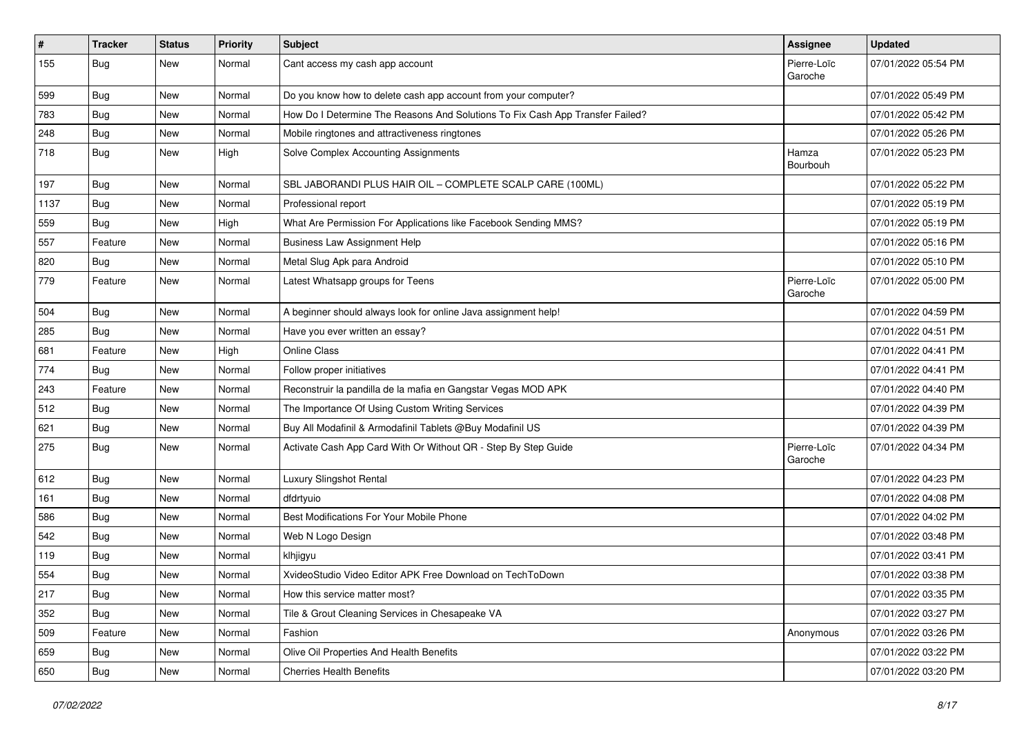| # | Tracker | Status | Priority | Subject | Assignee | Updated |
|---|---|---|---|---|---|---|
| 155 | Bug | New | Normal | Cant access my cash app account | Pierre-Loïc Garoche | 07/01/2022 05:54 PM |
| 599 | Bug | New | Normal | Do you know how to delete cash app account from your computer? | | 07/01/2022 05:49 PM |
| 783 | Bug | New | Normal | How Do I Determine The Reasons And Solutions To Fix Cash App Transfer Failed? | | 07/01/2022 05:42 PM |
| 248 | Bug | New | Normal | Mobile ringtones and attractiveness ringtones | | 07/01/2022 05:26 PM |
| 718 | Bug | New | High | Solve Complex Accounting Assignments | Hamza Bourbouh | 07/01/2022 05:23 PM |
| 197 | Bug | New | Normal | SBL JABORANDI PLUS HAIR OIL – COMPLETE SCALP CARE (100ML) | | 07/01/2022 05:22 PM |
| 1137 | Bug | New | Normal | Professional report | | 07/01/2022 05:19 PM |
| 559 | Bug | New | High | What Are Permission For Applications like Facebook Sending MMS? | | 07/01/2022 05:19 PM |
| 557 | Feature | New | Normal | Business Law Assignment Help | | 07/01/2022 05:16 PM |
| 820 | Bug | New | Normal | Metal Slug Apk para Android | | 07/01/2022 05:10 PM |
| 779 | Feature | New | Normal | Latest Whatsapp groups for Teens | Pierre-Loïc Garoche | 07/01/2022 05:00 PM |
| 504 | Bug | New | Normal | A beginner should always look for online Java assignment help! | | 07/01/2022 04:59 PM |
| 285 | Bug | New | Normal | Have you ever written an essay? | | 07/01/2022 04:51 PM |
| 681 | Feature | New | High | Online Class | | 07/01/2022 04:41 PM |
| 774 | Bug | New | Normal | Follow proper initiatives | | 07/01/2022 04:41 PM |
| 243 | Feature | New | Normal | Reconstruir la pandilla de la mafia en Gangstar Vegas MOD APK | | 07/01/2022 04:40 PM |
| 512 | Bug | New | Normal | The Importance Of Using Custom Writing Services | | 07/01/2022 04:39 PM |
| 621 | Bug | New | Normal | Buy All Modafinil & Armodafinil Tablets @Buy Modafinil US | | 07/01/2022 04:39 PM |
| 275 | Bug | New | Normal | Activate Cash App Card With Or Without QR - Step By Step Guide | Pierre-Loïc Garoche | 07/01/2022 04:34 PM |
| 612 | Bug | New | Normal | Luxury Slingshot Rental | | 07/01/2022 04:23 PM |
| 161 | Bug | New | Normal | dfdrtyuio | | 07/01/2022 04:08 PM |
| 586 | Bug | New | Normal | Best Modifications For Your Mobile Phone | | 07/01/2022 04:02 PM |
| 542 | Bug | New | Normal | Web N Logo Design | | 07/01/2022 03:48 PM |
| 119 | Bug | New | Normal | klhjigyu | | 07/01/2022 03:41 PM |
| 554 | Bug | New | Normal | XvideoStudio Video Editor APK Free Download on TechToDown | | 07/01/2022 03:38 PM |
| 217 | Bug | New | Normal | How this service matter most? | | 07/01/2022 03:35 PM |
| 352 | Bug | New | Normal | Tile & Grout Cleaning Services in Chesapeake VA | | 07/01/2022 03:27 PM |
| 509 | Feature | New | Normal | Fashion | Anonymous | 07/01/2022 03:26 PM |
| 659 | Bug | New | Normal | Olive Oil Properties And Health Benefits | | 07/01/2022 03:22 PM |
| 650 | Bug | New | Normal | Cherries Health Benefits | | 07/01/2022 03:20 PM |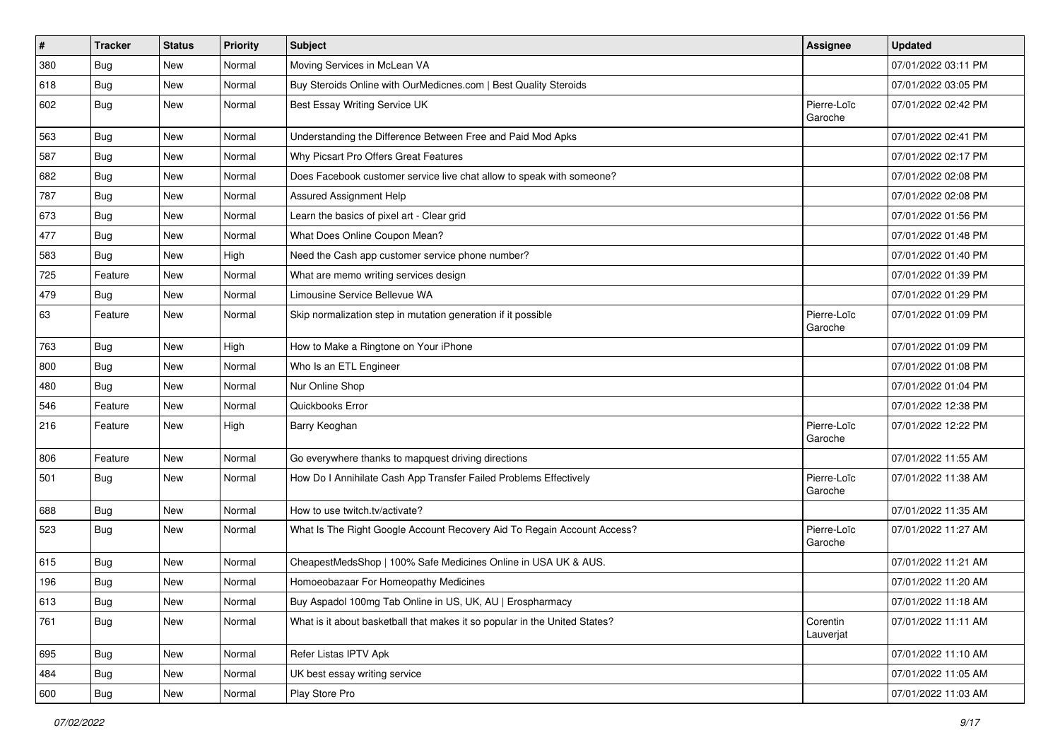| # | Tracker | Status | Priority | Subject | Assignee | Updated |
| --- | --- | --- | --- | --- | --- | --- |
| 380 | Bug | New | Normal | Moving Services in McLean VA | | 07/01/2022 03:11 PM |
| 618 | Bug | New | Normal | Buy Steroids Online with OurMedicnes.com \| Best Quality Steroids | | 07/01/2022 03:05 PM |
| 602 | Bug | New | Normal | Best Essay Writing Service UK | Pierre-Loïc Garoche | 07/01/2022 02:42 PM |
| 563 | Bug | New | Normal | Understanding the Difference Between Free and Paid Mod Apks | | 07/01/2022 02:41 PM |
| 587 | Bug | New | Normal | Why Picsart Pro Offers Great Features | | 07/01/2022 02:17 PM |
| 682 | Bug | New | Normal | Does Facebook customer service live chat allow to speak with someone? | | 07/01/2022 02:08 PM |
| 787 | Bug | New | Normal | Assured Assignment Help | | 07/01/2022 02:08 PM |
| 673 | Bug | New | Normal | Learn the basics of pixel art - Clear grid | | 07/01/2022 01:56 PM |
| 477 | Bug | New | Normal | What Does Online Coupon Mean? | | 07/01/2022 01:48 PM |
| 583 | Bug | New | High | Need the Cash app customer service phone number? | | 07/01/2022 01:40 PM |
| 725 | Feature | New | Normal | What are memo writing services design | | 07/01/2022 01:39 PM |
| 479 | Bug | New | Normal | Limousine Service Bellevue WA | | 07/01/2022 01:29 PM |
| 63 | Feature | New | Normal | Skip normalization step in mutation generation if it possible | Pierre-Loïc Garoche | 07/01/2022 01:09 PM |
| 763 | Bug | New | High | How to Make a Ringtone on Your iPhone | | 07/01/2022 01:09 PM |
| 800 | Bug | New | Normal | Who Is an ETL Engineer | | 07/01/2022 01:08 PM |
| 480 | Bug | New | Normal | Nur Online Shop | | 07/01/2022 01:04 PM |
| 546 | Feature | New | Normal | Quickbooks Error | | 07/01/2022 12:38 PM |
| 216 | Feature | New | High | Barry Keoghan | Pierre-Loïc Garoche | 07/01/2022 12:22 PM |
| 806 | Feature | New | Normal | Go everywhere thanks to mapquest driving directions | | 07/01/2022 11:55 AM |
| 501 | Bug | New | Normal | How Do I Annihilate Cash App Transfer Failed Problems Effectively | Pierre-Loïc Garoche | 07/01/2022 11:38 AM |
| 688 | Bug | New | Normal | How to use twitch.tv/activate? | | 07/01/2022 11:35 AM |
| 523 | Bug | New | Normal | What Is The Right Google Account Recovery Aid To Regain Account Access? | Pierre-Loïc Garoche | 07/01/2022 11:27 AM |
| 615 | Bug | New | Normal | CheapestMedsShop \| 100% Safe Medicines Online in USA UK & AUS. | | 07/01/2022 11:21 AM |
| 196 | Bug | New | Normal | Homoeobazaar For Homeopathy Medicines | | 07/01/2022 11:20 AM |
| 613 | Bug | New | Normal | Buy Aspadol 100mg Tab Online in US, UK, AU \| Erospharmacy | | 07/01/2022 11:18 AM |
| 761 | Bug | New | Normal | What is it about basketball that makes it so popular in the United States? | Corentin Lauverjat | 07/01/2022 11:11 AM |
| 695 | Bug | New | Normal | Refer Listas IPTV Apk | | 07/01/2022 11:10 AM |
| 484 | Bug | New | Normal | UK best essay writing service | | 07/01/2022 11:05 AM |
| 600 | Bug | New | Normal | Play Store Pro | | 07/01/2022 11:03 AM |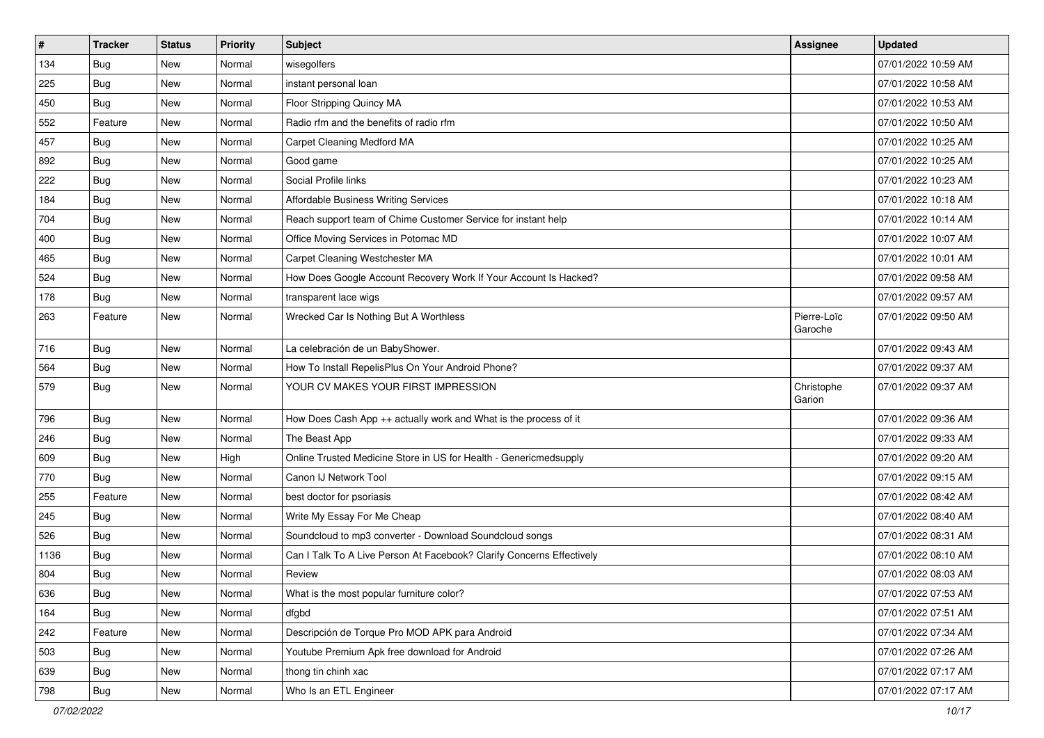| # | Tracker | Status | Priority | Subject | Assignee | Updated |
|---|---|---|---|---|---|---|
| 134 | Bug | New | Normal | wisegolfers | | 07/01/2022 10:59 AM |
| 225 | Bug | New | Normal | instant personal loan | | 07/01/2022 10:58 AM |
| 450 | Bug | New | Normal | Floor Stripping Quincy MA | | 07/01/2022 10:53 AM |
| 552 | Feature | New | Normal | Radio rfm and the benefits of radio rfm | | 07/01/2022 10:50 AM |
| 457 | Bug | New | Normal | Carpet Cleaning Medford MA | | 07/01/2022 10:25 AM |
| 892 | Bug | New | Normal | Good game | | 07/01/2022 10:25 AM |
| 222 | Bug | New | Normal | Social Profile links | | 07/01/2022 10:23 AM |
| 184 | Bug | New | Normal | Affordable Business Writing Services | | 07/01/2022 10:18 AM |
| 704 | Bug | New | Normal | Reach support team of Chime Customer Service for instant help | | 07/01/2022 10:14 AM |
| 400 | Bug | New | Normal | Office Moving Services in Potomac MD | | 07/01/2022 10:07 AM |
| 465 | Bug | New | Normal | Carpet Cleaning Westchester MA | | 07/01/2022 10:01 AM |
| 524 | Bug | New | Normal | How Does Google Account Recovery Work If Your Account Is Hacked? | | 07/01/2022 09:58 AM |
| 178 | Bug | New | Normal | transparent lace wigs | | 07/01/2022 09:57 AM |
| 263 | Feature | New | Normal | Wrecked Car Is Nothing But A Worthless | Pierre-Loïc Garoche | 07/01/2022 09:50 AM |
| 716 | Bug | New | Normal | La celebración de un BabyShower. | | 07/01/2022 09:43 AM |
| 564 | Bug | New | Normal | How To Install RepelisPlus On Your Android Phone? | | 07/01/2022 09:37 AM |
| 579 | Bug | New | Normal | YOUR CV MAKES YOUR FIRST IMPRESSION | Christophe Garion | 07/01/2022 09:37 AM |
| 796 | Bug | New | Normal | How Does Cash App ++ actually work and What is the process of it | | 07/01/2022 09:36 AM |
| 246 | Bug | New | Normal | The Beast App | | 07/01/2022 09:33 AM |
| 609 | Bug | New | High | Online Trusted Medicine Store in US for Health - Genericmedsupply | | 07/01/2022 09:20 AM |
| 770 | Bug | New | Normal | Canon IJ Network Tool | | 07/01/2022 09:15 AM |
| 255 | Feature | New | Normal | best doctor for psoriasis | | 07/01/2022 08:42 AM |
| 245 | Bug | New | Normal | Write My Essay For Me Cheap | | 07/01/2022 08:40 AM |
| 526 | Bug | New | Normal | Soundcloud to mp3 converter - Download Soundcloud songs | | 07/01/2022 08:31 AM |
| 1136 | Bug | New | Normal | Can I Talk To A Live Person At Facebook? Clarify Concerns Effectively | | 07/01/2022 08:10 AM |
| 804 | Bug | New | Normal | Review | | 07/01/2022 08:03 AM |
| 636 | Bug | New | Normal | What is the most popular furniture color? | | 07/01/2022 07:53 AM |
| 164 | Bug | New | Normal | dfgbd | | 07/01/2022 07:51 AM |
| 242 | Feature | New | Normal | Descripción de Torque Pro MOD APK para Android | | 07/01/2022 07:34 AM |
| 503 | Bug | New | Normal | Youtube Premium Apk free download for Android | | 07/01/2022 07:26 AM |
| 639 | Bug | New | Normal | thong tin chinh xac | | 07/01/2022 07:17 AM |
| 798 | Bug | New | Normal | Who Is an ETL Engineer | | 07/01/2022 07:17 AM |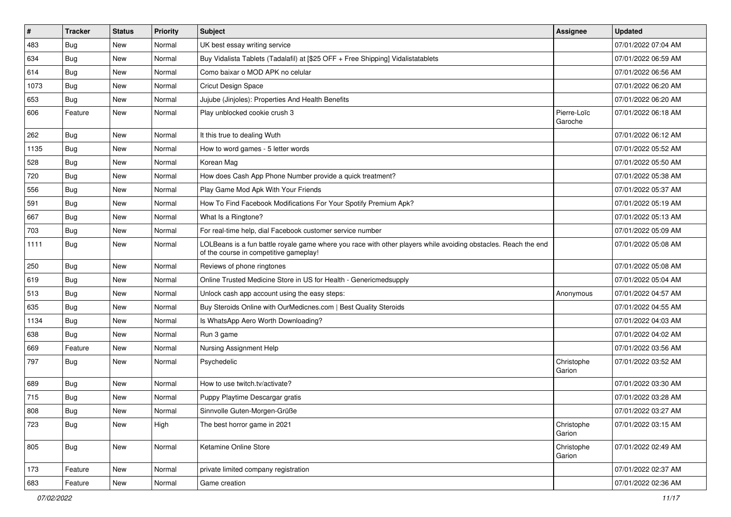| # | Tracker | Status | Priority | Subject | Assignee | Updated |
|---|---|---|---|---|---|---|
| 483 | Bug | New | Normal | UK best essay writing service | | 07/01/2022 07:04 AM |
| 634 | Bug | New | Normal | Buy Vidalista Tablets (Tadalafil) at [$25 OFF + Free Shipping] Vidalistatablets | | 07/01/2022 06:59 AM |
| 614 | Bug | New | Normal | Como baixar o MOD APK no celular | | 07/01/2022 06:56 AM |
| 1073 | Bug | New | Normal | Cricut Design Space | | 07/01/2022 06:20 AM |
| 653 | Bug | New | Normal | Jujube (Jinjoles): Properties And Health Benefits | | 07/01/2022 06:20 AM |
| 606 | Feature | New | Normal | Play unblocked cookie crush 3 | Pierre-Loïc Garoche | 07/01/2022 06:18 AM |
| 262 | Bug | New | Normal | It this true to dealing Wuth | | 07/01/2022 06:12 AM |
| 1135 | Bug | New | Normal | How to word games - 5 letter words | | 07/01/2022 05:52 AM |
| 528 | Bug | New | Normal | Korean Mag | | 07/01/2022 05:50 AM |
| 720 | Bug | New | Normal | How does Cash App Phone Number provide a quick treatment? | | 07/01/2022 05:38 AM |
| 556 | Bug | New | Normal | Play Game Mod Apk With Your Friends | | 07/01/2022 05:37 AM |
| 591 | Bug | New | Normal | How To Find Facebook Modifications For Your Spotify Premium Apk? | | 07/01/2022 05:19 AM |
| 667 | Bug | New | Normal | What Is a Ringtone? | | 07/01/2022 05:13 AM |
| 703 | Bug | New | Normal | For real-time help, dial Facebook customer service number | | 07/01/2022 05:09 AM |
| 1111 | Bug | New | Normal | LOLBeans is a fun battle royale game where you race with other players while avoiding obstacles. Reach the end of the course in competitive gameplay! | | 07/01/2022 05:08 AM |
| 250 | Bug | New | Normal | Reviews of phone ringtones | | 07/01/2022 05:08 AM |
| 619 | Bug | New | Normal | Online Trusted Medicine Store in US for Health - Genericmedsupply | | 07/01/2022 05:04 AM |
| 513 | Bug | New | Normal | Unlock cash app account using the easy steps: | Anonymous | 07/01/2022 04:57 AM |
| 635 | Bug | New | Normal | Buy Steroids Online with OurMedicnes.com \| Best Quality Steroids | | 07/01/2022 04:55 AM |
| 1134 | Bug | New | Normal | Is WhatsApp Aero Worth Downloading? | | 07/01/2022 04:03 AM |
| 638 | Bug | New | Normal | Run 3 game | | 07/01/2022 04:02 AM |
| 669 | Feature | New | Normal | Nursing Assignment Help | | 07/01/2022 03:56 AM |
| 797 | Bug | New | Normal | Psychedelic | Christophe Garion | 07/01/2022 03:52 AM |
| 689 | Bug | New | Normal | How to use twitch.tv/activate? | | 07/01/2022 03:30 AM |
| 715 | Bug | New | Normal | Puppy Playtime Descargar gratis | | 07/01/2022 03:28 AM |
| 808 | Bug | New | Normal | Sinnvolle Guten-Morgen-Grüße | | 07/01/2022 03:27 AM |
| 723 | Bug | New | High | The best horror game in 2021 | Christophe Garion | 07/01/2022 03:15 AM |
| 805 | Bug | New | Normal | Ketamine Online Store | Christophe Garion | 07/01/2022 02:49 AM |
| 173 | Feature | New | Normal | private limited company registration | | 07/01/2022 02:37 AM |
| 683 | Feature | New | Normal | Game creation | | 07/01/2022 02:36 AM |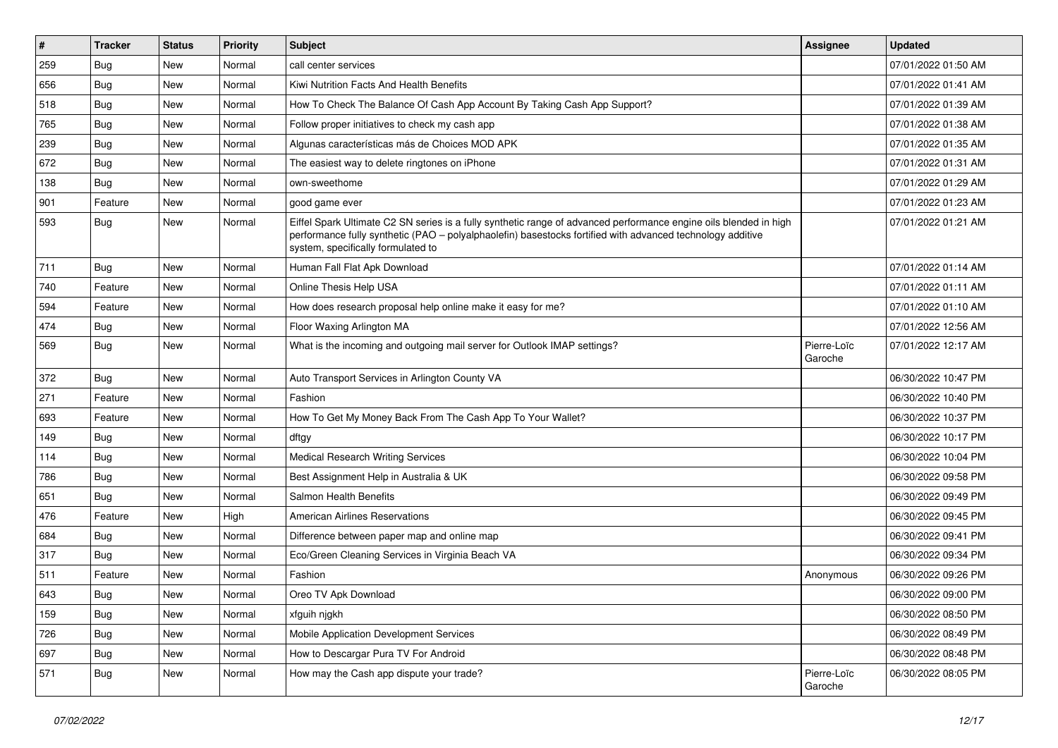| # | Tracker | Status | Priority | Subject | Assignee | Updated |
|---|---|---|---|---|---|---|
| 259 | Bug | New | Normal | call center services | | 07/01/2022 01:50 AM |
| 656 | Bug | New | Normal | Kiwi Nutrition Facts And Health Benefits | | 07/01/2022 01:41 AM |
| 518 | Bug | New | Normal | How To Check The Balance Of Cash App Account By Taking Cash App Support? | | 07/01/2022 01:39 AM |
| 765 | Bug | New | Normal | Follow proper initiatives to check my cash app | | 07/01/2022 01:38 AM |
| 239 | Bug | New | Normal | Algunas características más de Choices MOD APK | | 07/01/2022 01:35 AM |
| 672 | Bug | New | Normal | The easiest way to delete ringtones on iPhone | | 07/01/2022 01:31 AM |
| 138 | Bug | New | Normal | own-sweethome | | 07/01/2022 01:29 AM |
| 901 | Feature | New | Normal | good game ever | | 07/01/2022 01:23 AM |
| 593 | Bug | New | Normal | Eiffel Spark Ultimate C2 SN series is a fully synthetic range of advanced performance engine oils blended in high performance fully synthetic (PAO – polyalphaolefin) basestocks fortified with advanced technology additive system, specifically formulated to | | 07/01/2022 01:21 AM |
| 711 | Bug | New | Normal | Human Fall Flat Apk Download | | 07/01/2022 01:14 AM |
| 740 | Feature | New | Normal | Online Thesis Help USA | | 07/01/2022 01:11 AM |
| 594 | Feature | New | Normal | How does research proposal help online make it easy for me? | | 07/01/2022 01:10 AM |
| 474 | Bug | New | Normal | Floor Waxing Arlington MA | | 07/01/2022 12:56 AM |
| 569 | Bug | New | Normal | What is the incoming and outgoing mail server for Outlook IMAP settings? | Pierre-Loïc Garoche | 07/01/2022 12:17 AM |
| 372 | Bug | New | Normal | Auto Transport Services in Arlington County VA | | 06/30/2022 10:47 PM |
| 271 | Feature | New | Normal | Fashion | | 06/30/2022 10:40 PM |
| 693 | Feature | New | Normal | How To Get My Money Back From The Cash App To Your Wallet? | | 06/30/2022 10:37 PM |
| 149 | Bug | New | Normal | dftgy | | 06/30/2022 10:17 PM |
| 114 | Bug | New | Normal | Medical Research Writing Services | | 06/30/2022 10:04 PM |
| 786 | Bug | New | Normal | Best Assignment Help in Australia & UK | | 06/30/2022 09:58 PM |
| 651 | Bug | New | Normal | Salmon Health Benefits | | 06/30/2022 09:49 PM |
| 476 | Feature | New | High | American Airlines Reservations | | 06/30/2022 09:45 PM |
| 684 | Bug | New | Normal | Difference between paper map and online map | | 06/30/2022 09:41 PM |
| 317 | Bug | New | Normal | Eco/Green Cleaning Services in Virginia Beach VA | | 06/30/2022 09:34 PM |
| 511 | Feature | New | Normal | Fashion | Anonymous | 06/30/2022 09:26 PM |
| 643 | Bug | New | Normal | Oreo TV Apk Download | | 06/30/2022 09:00 PM |
| 159 | Bug | New | Normal | xfguih njgkh | | 06/30/2022 08:50 PM |
| 726 | Bug | New | Normal | Mobile Application Development Services | | 06/30/2022 08:49 PM |
| 697 | Bug | New | Normal | How to Descargar Pura TV For Android | | 06/30/2022 08:48 PM |
| 571 | Bug | New | Normal | How may the Cash app dispute your trade? | Pierre-Loïc Garoche | 06/30/2022 08:05 PM |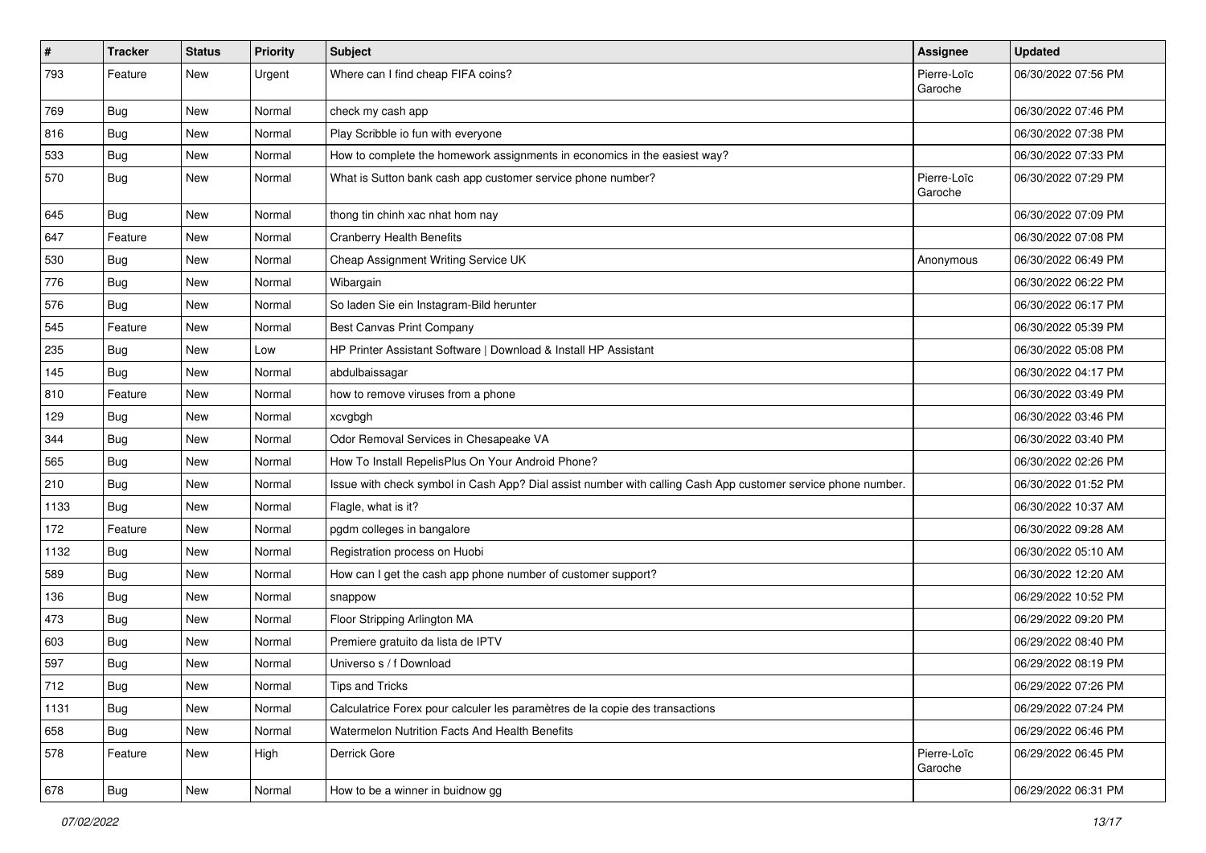| # | Tracker | Status | Priority | Subject | Assignee | Updated |
|---|---|---|---|---|---|---|
| 793 | Feature | New | Urgent | Where can I find cheap FIFA coins? | Pierre-Loïc Garoche | 06/30/2022 07:56 PM |
| 769 | Bug | New | Normal | check my cash app | | 06/30/2022 07:46 PM |
| 816 | Bug | New | Normal | Play Scribble io fun with everyone | | 06/30/2022 07:38 PM |
| 533 | Bug | New | Normal | How to complete the homework assignments in economics in the easiest way? | | 06/30/2022 07:33 PM |
| 570 | Bug | New | Normal | What is Sutton bank cash app customer service phone number? | Pierre-Loïc Garoche | 06/30/2022 07:29 PM |
| 645 | Bug | New | Normal | thong tin chinh xac nhat hom nay | | 06/30/2022 07:09 PM |
| 647 | Feature | New | Normal | Cranberry Health Benefits | | 06/30/2022 07:08 PM |
| 530 | Bug | New | Normal | Cheap Assignment Writing Service UK | Anonymous | 06/30/2022 06:49 PM |
| 776 | Bug | New | Normal | Wibargain | | 06/30/2022 06:22 PM |
| 576 | Bug | New | Normal | So laden Sie ein Instagram-Bild herunter | | 06/30/2022 06:17 PM |
| 545 | Feature | New | Normal | Best Canvas Print Company | | 06/30/2022 05:39 PM |
| 235 | Bug | New | Low | HP Printer Assistant Software \| Download & Install HP Assistant | | 06/30/2022 05:08 PM |
| 145 | Bug | New | Normal | abdulbaissagar | | 06/30/2022 04:17 PM |
| 810 | Feature | New | Normal | how to remove viruses from a phone | | 06/30/2022 03:49 PM |
| 129 | Bug | New | Normal | xcvgbgh | | 06/30/2022 03:46 PM |
| 344 | Bug | New | Normal | Odor Removal Services in Chesapeake VA | | 06/30/2022 03:40 PM |
| 565 | Bug | New | Normal | How To Install RepelisPlus On Your Android Phone? | | 06/30/2022 02:26 PM |
| 210 | Bug | New | Normal | Issue with check symbol in Cash App? Dial assist number with calling Cash App customer service phone number. | | 06/30/2022 01:52 PM |
| 1133 | Bug | New | Normal | Flagle, what is it? | | 06/30/2022 10:37 AM |
| 172 | Feature | New | Normal | pgdm colleges in bangalore | | 06/30/2022 09:28 AM |
| 1132 | Bug | New | Normal | Registration process on Huobi | | 06/30/2022 05:10 AM |
| 589 | Bug | New | Normal | How can I get the cash app phone number of customer support? | | 06/30/2022 12:20 AM |
| 136 | Bug | New | Normal | snappow | | 06/29/2022 10:52 PM |
| 473 | Bug | New | Normal | Floor Stripping Arlington MA | | 06/29/2022 09:20 PM |
| 603 | Bug | New | Normal | Premiere gratuito da lista de IPTV | | 06/29/2022 08:40 PM |
| 597 | Bug | New | Normal | Universo s / f Download | | 06/29/2022 08:19 PM |
| 712 | Bug | New | Normal | Tips and Tricks | | 06/29/2022 07:26 PM |
| 1131 | Bug | New | Normal | Calculatrice Forex pour calculer les paramètres de la copie des transactions | | 06/29/2022 07:24 PM |
| 658 | Bug | New | Normal | Watermelon Nutrition Facts And Health Benefits | | 06/29/2022 06:46 PM |
| 578 | Feature | New | High | Derrick Gore | Pierre-Loïc Garoche | 06/29/2022 06:45 PM |
| 678 | Bug | New | Normal | How to be a winner in buidnow gg | | 06/29/2022 06:31 PM |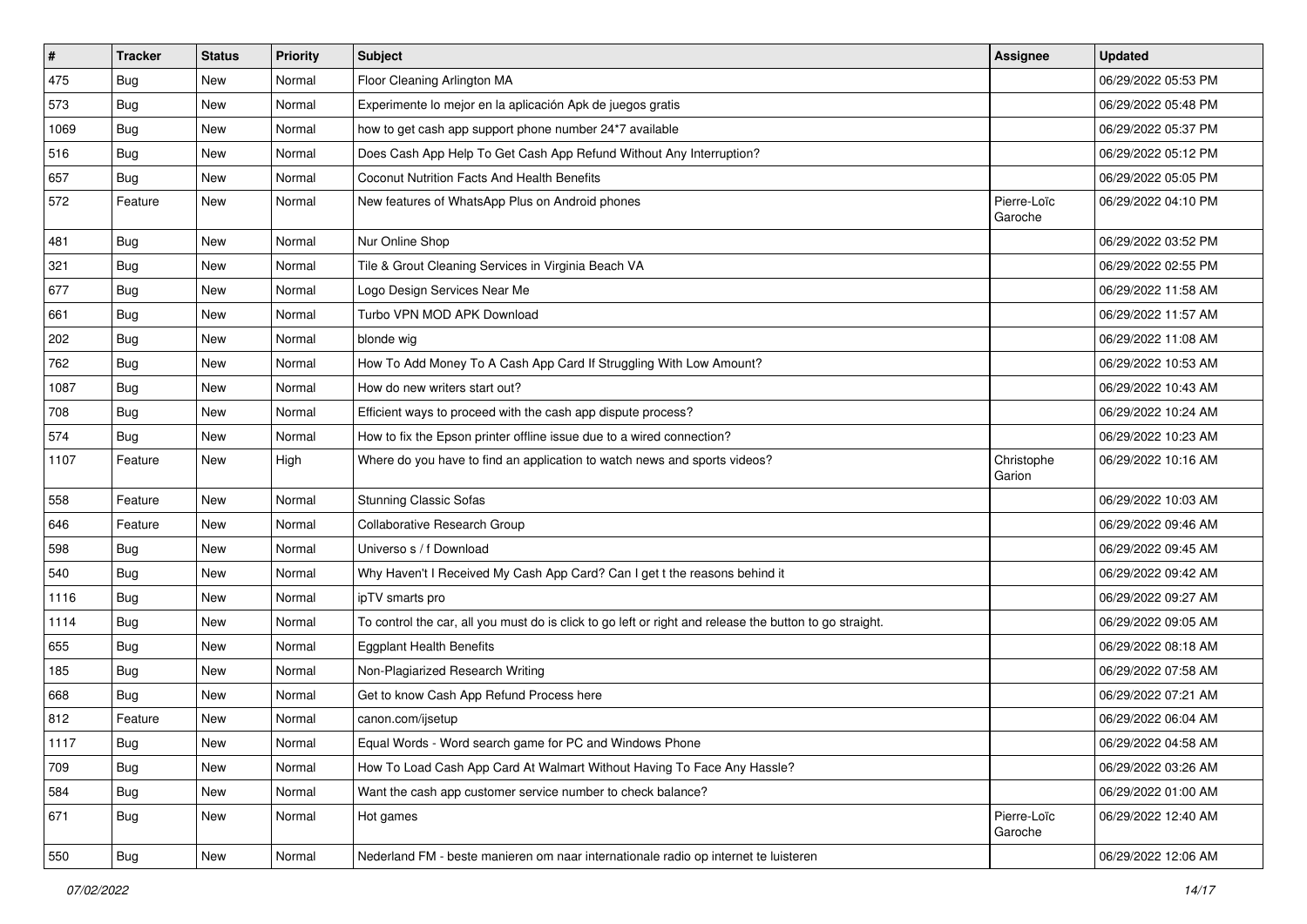| # | Tracker | Status | Priority | Subject | Assignee | Updated |
|---|---|---|---|---|---|---|
| 475 | Bug | New | Normal | Floor Cleaning Arlington MA | | 06/29/2022 05:53 PM |
| 573 | Bug | New | Normal | Experimente lo mejor en la aplicación Apk de juegos gratis | | 06/29/2022 05:48 PM |
| 1069 | Bug | New | Normal | how to get cash app support phone number 24*7 available | | 06/29/2022 05:37 PM |
| 516 | Bug | New | Normal | Does Cash App Help To Get Cash App Refund Without Any Interruption? | | 06/29/2022 05:12 PM |
| 657 | Bug | New | Normal | Coconut Nutrition Facts And Health Benefits | | 06/29/2022 05:05 PM |
| 572 | Feature | New | Normal | New features of WhatsApp Plus on Android phones | Pierre-Loïc Garoche | 06/29/2022 04:10 PM |
| 481 | Bug | New | Normal | Nur Online Shop | | 06/29/2022 03:52 PM |
| 321 | Bug | New | Normal | Tile & Grout Cleaning Services in Virginia Beach VA | | 06/29/2022 02:55 PM |
| 677 | Bug | New | Normal | Logo Design Services Near Me | | 06/29/2022 11:58 AM |
| 661 | Bug | New | Normal | Turbo VPN MOD APK Download | | 06/29/2022 11:57 AM |
| 202 | Bug | New | Normal | blonde wig | | 06/29/2022 11:08 AM |
| 762 | Bug | New | Normal | How To Add Money To A Cash App Card If Struggling With Low Amount? | | 06/29/2022 10:53 AM |
| 1087 | Bug | New | Normal | How do new writers start out? | | 06/29/2022 10:43 AM |
| 708 | Bug | New | Normal | Efficient ways to proceed with the cash app dispute process? | | 06/29/2022 10:24 AM |
| 574 | Bug | New | Normal | How to fix the Epson printer offline issue due to a wired connection? | | 06/29/2022 10:23 AM |
| 1107 | Feature | New | High | Where do you have to find an application to watch news and sports videos? | Christophe Garion | 06/29/2022 10:16 AM |
| 558 | Feature | New | Normal | Stunning Classic Sofas | | 06/29/2022 10:03 AM |
| 646 | Feature | New | Normal | Collaborative Research Group | | 06/29/2022 09:46 AM |
| 598 | Bug | New | Normal | Universo s / f Download | | 06/29/2022 09:45 AM |
| 540 | Bug | New | Normal | Why Haven't I Received My Cash App Card? Can I get t the reasons behind it | | 06/29/2022 09:42 AM |
| 1116 | Bug | New | Normal | ipTV smarts pro | | 06/29/2022 09:27 AM |
| 1114 | Bug | New | Normal | To control the car, all you must do is click to go left or right and release the button to go straight. | | 06/29/2022 09:05 AM |
| 655 | Bug | New | Normal | Eggplant Health Benefits | | 06/29/2022 08:18 AM |
| 185 | Bug | New | Normal | Non-Plagiarized Research Writing | | 06/29/2022 07:58 AM |
| 668 | Bug | New | Normal | Get to know Cash App Refund Process here | | 06/29/2022 07:21 AM |
| 812 | Feature | New | Normal | canon.com/ijsetup | | 06/29/2022 06:04 AM |
| 1117 | Bug | New | Normal | Equal Words - Word search game for PC and Windows Phone | | 06/29/2022 04:58 AM |
| 709 | Bug | New | Normal | How To Load Cash App Card At Walmart Without Having To Face Any Hassle? | | 06/29/2022 03:26 AM |
| 584 | Bug | New | Normal | Want the cash app customer service number to check balance? | | 06/29/2022 01:00 AM |
| 671 | Bug | New | Normal | Hot games | Pierre-Loïc Garoche | 06/29/2022 12:40 AM |
| 550 | Bug | New | Normal | Nederland FM - beste manieren om naar internationale radio op internet te luisteren | | 06/29/2022 12:06 AM |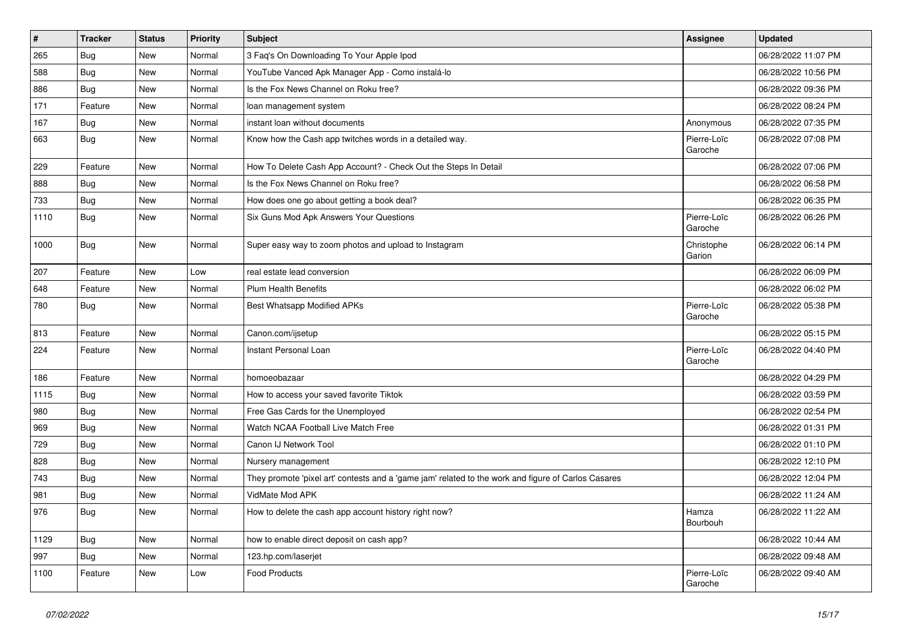| # | Tracker | Status | Priority | Subject | Assignee | Updated |
|---|---|---|---|---|---|---|
| 265 | Bug | New | Normal | 3 Faq's On Downloading To Your Apple Ipod | | 06/28/2022 11:07 PM |
| 588 | Bug | New | Normal | YouTube Vanced Apk Manager App - Como instalá-lo | | 06/28/2022 10:56 PM |
| 886 | Bug | New | Normal | Is the Fox News Channel on Roku free? | | 06/28/2022 09:36 PM |
| 171 | Feature | New | Normal | loan management system | | 06/28/2022 08:24 PM |
| 167 | Bug | New | Normal | instant loan without documents | Anonymous | 06/28/2022 07:35 PM |
| 663 | Bug | New | Normal | Know how the Cash app twitches words in a detailed way. | Pierre-Loïc Garoche | 06/28/2022 07:08 PM |
| 229 | Feature | New | Normal | How To Delete Cash App Account? - Check Out the Steps In Detail | | 06/28/2022 07:06 PM |
| 888 | Bug | New | Normal | Is the Fox News Channel on Roku free? | | 06/28/2022 06:58 PM |
| 733 | Bug | New | Normal | How does one go about getting a book deal? | | 06/28/2022 06:35 PM |
| 1110 | Bug | New | Normal | Six Guns Mod Apk Answers Your Questions | Pierre-Loïc Garoche | 06/28/2022 06:26 PM |
| 1000 | Bug | New | Normal | Super easy way to zoom photos and upload to Instagram | Christophe Garion | 06/28/2022 06:14 PM |
| 207 | Feature | New | Low | real estate lead conversion | | 06/28/2022 06:09 PM |
| 648 | Feature | New | Normal | Plum Health Benefits | | 06/28/2022 06:02 PM |
| 780 | Bug | New | Normal | Best Whatsapp Modified APKs | Pierre-Loïc Garoche | 06/28/2022 05:38 PM |
| 813 | Feature | New | Normal | Canon.com/ijsetup | | 06/28/2022 05:15 PM |
| 224 | Feature | New | Normal | Instant Personal Loan | Pierre-Loïc Garoche | 06/28/2022 04:40 PM |
| 186 | Feature | New | Normal | homoeobazaar | | 06/28/2022 04:29 PM |
| 1115 | Bug | New | Normal | How to access your saved favorite Tiktok | | 06/28/2022 03:59 PM |
| 980 | Bug | New | Normal | Free Gas Cards for the Unemployed | | 06/28/2022 02:54 PM |
| 969 | Bug | New | Normal | Watch NCAA Football Live Match Free | | 06/28/2022 01:31 PM |
| 729 | Bug | New | Normal | Canon IJ Network Tool | | 06/28/2022 01:10 PM |
| 828 | Bug | New | Normal | Nursery management | | 06/28/2022 12:10 PM |
| 743 | Bug | New | Normal | They promote 'pixel art' contests and a 'game jam' related to the work and figure of Carlos Casares | | 06/28/2022 12:04 PM |
| 981 | Bug | New | Normal | VidMate Mod APK | | 06/28/2022 11:24 AM |
| 976 | Bug | New | Normal | How to delete the cash app account history right now? | Hamza Bourbouh | 06/28/2022 11:22 AM |
| 1129 | Bug | New | Normal | how to enable direct deposit on cash app? | | 06/28/2022 10:44 AM |
| 997 | Bug | New | Normal | 123.hp.com/laserjet | | 06/28/2022 09:48 AM |
| 1100 | Feature | New | Low | Food Products | Pierre-Loïc Garoche | 06/28/2022 09:40 AM |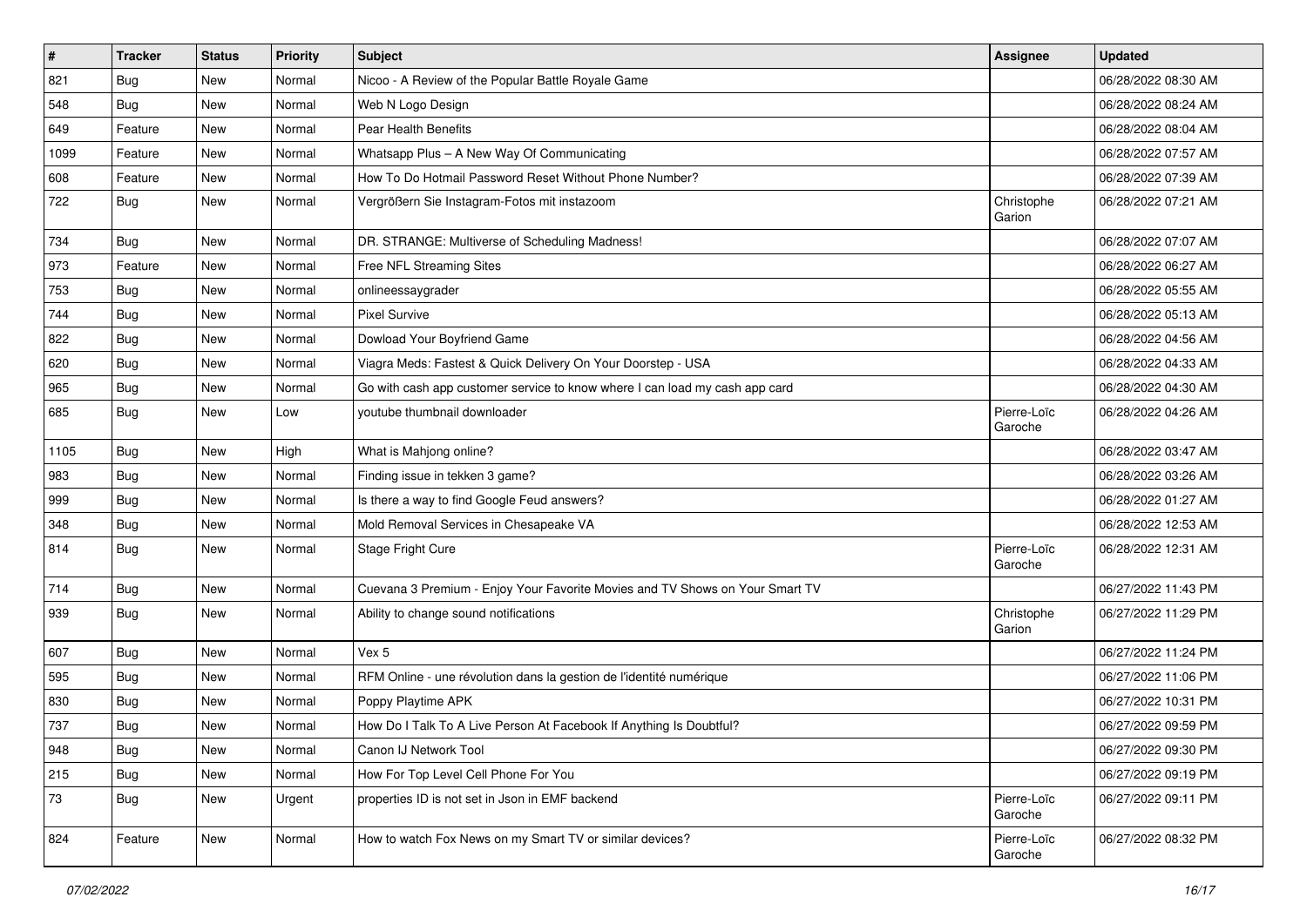| # | Tracker | Status | Priority | Subject | Assignee | Updated |
|---|---|---|---|---|---|---|
| 821 | Bug | New | Normal | Nicoo - A Review of the Popular Battle Royale Game | | 06/28/2022 08:30 AM |
| 548 | Bug | New | Normal | Web N Logo Design | | 06/28/2022 08:24 AM |
| 649 | Feature | New | Normal | Pear Health Benefits | | 06/28/2022 08:04 AM |
| 1099 | Feature | New | Normal | Whatsapp Plus – A New Way Of Communicating | | 06/28/2022 07:57 AM |
| 608 | Feature | New | Normal | How To Do Hotmail Password Reset Without Phone Number? | | 06/28/2022 07:39 AM |
| 722 | Bug | New | Normal | Vergrößern Sie Instagram-Fotos mit instazoom | Christophe Garion | 06/28/2022 07:21 AM |
| 734 | Bug | New | Normal | DR. STRANGE: Multiverse of Scheduling Madness! | | 06/28/2022 07:07 AM |
| 973 | Feature | New | Normal | Free NFL Streaming Sites | | 06/28/2022 06:27 AM |
| 753 | Bug | New | Normal | onlineessaygrader | | 06/28/2022 05:55 AM |
| 744 | Bug | New | Normal | Pixel Survive | | 06/28/2022 05:13 AM |
| 822 | Bug | New | Normal | Dowload Your Boyfriend Game | | 06/28/2022 04:56 AM |
| 620 | Bug | New | Normal | Viagra Meds: Fastest & Quick Delivery On Your Doorstep - USA | | 06/28/2022 04:33 AM |
| 965 | Bug | New | Normal | Go with cash app customer service to know where I can load my cash app card | | 06/28/2022 04:30 AM |
| 685 | Bug | New | Low | youtube thumbnail downloader | Pierre-Loïc Garoche | 06/28/2022 04:26 AM |
| 1105 | Bug | New | High | What is Mahjong online? | | 06/28/2022 03:47 AM |
| 983 | Bug | New | Normal | Finding issue in tekken 3 game? | | 06/28/2022 03:26 AM |
| 999 | Bug | New | Normal | Is there a way to find Google Feud answers? | | 06/28/2022 01:27 AM |
| 348 | Bug | New | Normal | Mold Removal Services in Chesapeake VA | | 06/28/2022 12:53 AM |
| 814 | Bug | New | Normal | Stage Fright Cure | Pierre-Loïc Garoche | 06/28/2022 12:31 AM |
| 714 | Bug | New | Normal | Cuevana 3 Premium - Enjoy Your Favorite Movies and TV Shows on Your Smart TV | | 06/27/2022 11:43 PM |
| 939 | Bug | New | Normal | Ability to change sound notifications | Christophe Garion | 06/27/2022 11:29 PM |
| 607 | Bug | New | Normal | Vex 5 | | 06/27/2022 11:24 PM |
| 595 | Bug | New | Normal | RFM Online - une révolution dans la gestion de l'identité numérique | | 06/27/2022 11:06 PM |
| 830 | Bug | New | Normal | Poppy Playtime APK | | 06/27/2022 10:31 PM |
| 737 | Bug | New | Normal | How Do I Talk To A Live Person At Facebook If Anything Is Doubtful? | | 06/27/2022 09:59 PM |
| 948 | Bug | New | Normal | Canon IJ Network Tool | | 06/27/2022 09:30 PM |
| 215 | Bug | New | Normal | How For Top Level Cell Phone For You | | 06/27/2022 09:19 PM |
| 73 | Bug | New | Urgent | properties ID is not set in Json in EMF backend | Pierre-Loïc Garoche | 06/27/2022 09:11 PM |
| 824 | Feature | New | Normal | How to watch Fox News on my Smart TV or similar devices? | Pierre-Loïc Garoche | 06/27/2022 08:32 PM |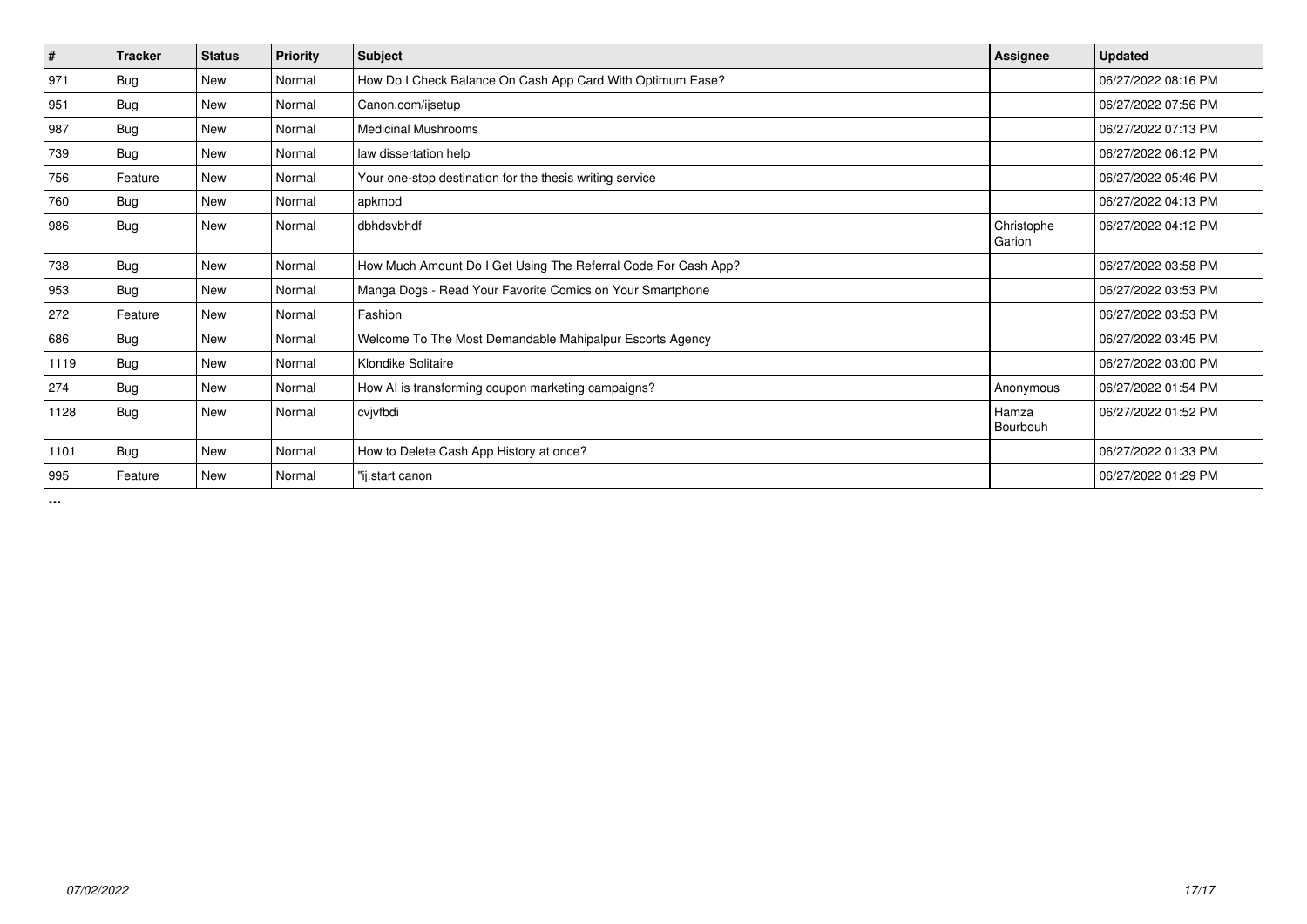| # | Tracker | Status | Priority | Subject | Assignee | Updated |
|---|---|---|---|---|---|---|
| 971 | Bug | New | Normal | How Do I Check Balance On Cash App Card With Optimum Ease? | | 06/27/2022 08:16 PM |
| 951 | Bug | New | Normal | Canon.com/ijsetup | | 06/27/2022 07:56 PM |
| 987 | Bug | New | Normal | Medicinal Mushrooms | | 06/27/2022 07:13 PM |
| 739 | Bug | New | Normal | law dissertation help | | 06/27/2022 06:12 PM |
| 756 | Feature | New | Normal | Your one-stop destination for the thesis writing service | | 06/27/2022 05:46 PM |
| 760 | Bug | New | Normal | apkmod | | 06/27/2022 04:13 PM |
| 986 | Bug | New | Normal | dbhdsvbhdf | Christophe Garion | 06/27/2022 04:12 PM |
| 738 | Bug | New | Normal | How Much Amount Do I Get Using The Referral Code For Cash App? | | 06/27/2022 03:58 PM |
| 953 | Bug | New | Normal | Manga Dogs - Read Your Favorite Comics on Your Smartphone | | 06/27/2022 03:53 PM |
| 272 | Feature | New | Normal | Fashion | | 06/27/2022 03:53 PM |
| 686 | Bug | New | Normal | Welcome To The Most Demandable Mahipalpur Escorts Agency | | 06/27/2022 03:45 PM |
| 1119 | Bug | New | Normal | Klondike Solitaire | | 06/27/2022 03:00 PM |
| 274 | Bug | New | Normal | How AI is transforming coupon marketing campaigns? | Anonymous | 06/27/2022 01:54 PM |
| 1128 | Bug | New | Normal | cvjvfbdi | Hamza Bourbouh | 06/27/2022 01:52 PM |
| 1101 | Bug | New | Normal | How to Delete Cash App History at once? | | 06/27/2022 01:33 PM |
| 995 | Feature | New | Normal | "ij.start canon | | 06/27/2022 01:29 PM |

...